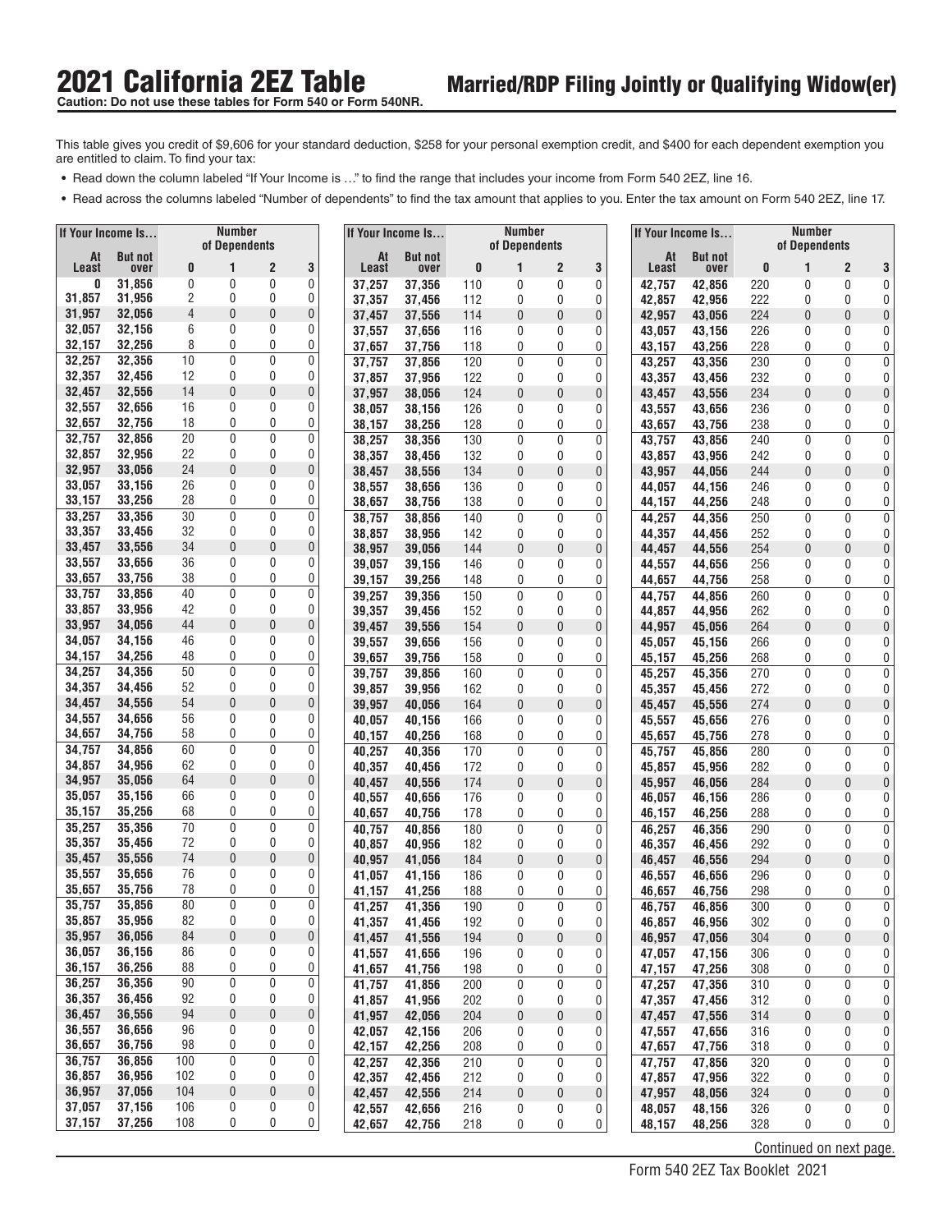# 2021 California 2EZ Table

## Married/RDP Filing Jointly or Qualifying Widow(er)

**Caution: Do not use these tables for Form 540 or Form 540NR.**

This table gives you credit of $9,606 for your standard deduction, $258 for your personal exemption credit, and $400 for each dependent exemption you are entitled to claim. To find your tax:

- Read down the column labeled "If Your Income is …" to find the range that includes your income from Form 540 2EZ, line 16.
- Read across the columns labeled "Number of dependents" to find the tax amount that applies to you. Enter the tax amount on Form 540 2EZ, line 17.

| If Your Income Is… | | Number of Dependents | | | |
|---|---|---|---|---|---|
| At Least | But not over | 0 | 1 | 2 | 3 |
| 0 | 31,856 | 0 | 0 | 0 | 0 |
| 31,857 | 31,956 | 2 | 0 | 0 | 0 |
| 31,957 | 32,056 | 4 | 0 | 0 | 0 |
| 32,057 | 32,156 | 6 | 0 | 0 | 0 |
| 32,157 | 32,256 | 8 | 0 | 0 | 0 |
| 32,257 | 32,356 | 10 | 0 | 0 | 0 |
| 32,357 | 32,456 | 12 | 0 | 0 | 0 |
| 32,457 | 32,556 | 14 | 0 | 0 | 0 |
| 32,557 | 32,656 | 16 | 0 | 0 | 0 |
| 32,657 | 32,756 | 18 | 0 | 0 | 0 |
| 32,757 | 32,856 | 20 | 0 | 0 | 0 |
| 32,857 | 32,956 | 22 | 0 | 0 | 0 |
| 32,957 | 33,056 | 24 | 0 | 0 | 0 |
| 33,057 | 33,156 | 26 | 0 | 0 | 0 |
| 33,157 | 33,256 | 28 | 0 | 0 | 0 |
| 33,257 | 33,356 | 30 | 0 | 0 | 0 |
| 33,357 | 33,456 | 32 | 0 | 0 | 0 |
| 33,457 | 33,556 | 34 | 0 | 0 | 0 |
| 33,557 | 33,656 | 36 | 0 | 0 | 0 |
| 33,657 | 33,756 | 38 | 0 | 0 | 0 |
| 33,757 | 33,856 | 40 | 0 | 0 | 0 |
| 33,857 | 33,956 | 42 | 0 | 0 | 0 |
| 33,957 | 34,056 | 44 | 0 | 0 | 0 |
| 34,057 | 34,156 | 46 | 0 | 0 | 0 |
| 34,157 | 34,256 | 48 | 0 | 0 | 0 |
| 34,257 | 34,356 | 50 | 0 | 0 | 0 |
| 34,357 | 34,456 | 52 | 0 | 0 | 0 |
| 34,457 | 34,556 | 54 | 0 | 0 | 0 |
| 34,557 | 34,656 | 56 | 0 | 0 | 0 |
| 34,657 | 34,756 | 58 | 0 | 0 | 0 |
| 34,757 | 34,856 | 60 | 0 | 0 | 0 |
| 34,857 | 34,956 | 62 | 0 | 0 | 0 |
| 34,957 | 35,056 | 64 | 0 | 0 | 0 |
| 35,057 | 35,156 | 66 | 0 | 0 | 0 |
| 35,157 | 35,256 | 68 | 0 | 0 | 0 |
| 35,257 | 35,356 | 70 | 0 | 0 | 0 |
| 35,357 | 35,456 | 72 | 0 | 0 | 0 |
| 35,457 | 35,556 | 74 | 0 | 0 | 0 |
| 35,557 | 35,656 | 76 | 0 | 0 | 0 |
| 35,657 | 35,756 | 78 | 0 | 0 | 0 |
| 35,757 | 35,856 | 80 | 0 | 0 | 0 |
| 35,857 | 35,956 | 82 | 0 | 0 | 0 |
| 35,957 | 36,056 | 84 | 0 | 0 | 0 |
| 36,057 | 36,156 | 86 | 0 | 0 | 0 |
| 36,157 | 36,256 | 88 | 0 | 0 | 0 |
| 36,257 | 36,356 | 90 | 0 | 0 | 0 |
| 36,357 | 36,456 | 92 | 0 | 0 | 0 |
| 36,457 | 36,556 | 94 | 0 | 0 | 0 |
| 36,557 | 36,656 | 96 | 0 | 0 | 0 |
| 36,657 | 36,756 | 98 | 0 | 0 | 0 |
| 36,757 | 36,856 | 100 | 0 | 0 | 0 |
| 36,857 | 36,956 | 102 | 0 | 0 | 0 |
| 36,957 | 37,056 | 104 | 0 | 0 | 0 |
| 37,057 | 37,156 | 106 | 0 | 0 | 0 |
| 37,157 | 37,256 | 108 | 0 | 0 | 0 |
| 37,257 | 37,356 | 110 | 0 | 0 | 0 |
| 37,357 | 37,456 | 112 | 0 | 0 | 0 |
| 37,457 | 37,556 | 114 | 0 | 0 | 0 |
| 37,557 | 37,656 | 116 | 0 | 0 | 0 |
| 37,657 | 37,756 | 118 | 0 | 0 | 0 |
| 37,757 | 37,856 | 120 | 0 | 0 | 0 |
| 37,857 | 37,956 | 122 | 0 | 0 | 0 |
| 37,957 | 38,056 | 124 | 0 | 0 | 0 |
| 38,057 | 38,156 | 126 | 0 | 0 | 0 |
| 38,157 | 38,256 | 128 | 0 | 0 | 0 |
| 38,257 | 38,356 | 130 | 0 | 0 | 0 |
| 38,357 | 38,456 | 132 | 0 | 0 | 0 |
| 38,457 | 38,556 | 134 | 0 | 0 | 0 |
| 38,557 | 38,656 | 136 | 0 | 0 | 0 |
| 38,657 | 38,756 | 138 | 0 | 0 | 0 |
| 38,757 | 38,856 | 140 | 0 | 0 | 0 |
| 38,857 | 38,956 | 142 | 0 | 0 | 0 |
| 38,957 | 39,056 | 144 | 0 | 0 | 0 |
| 39,057 | 39,156 | 146 | 0 | 0 | 0 |
| 39,157 | 39,256 | 148 | 0 | 0 | 0 |
| 39,257 | 39,356 | 150 | 0 | 0 | 0 |
| 39,357 | 39,456 | 152 | 0 | 0 | 0 |
| 39,457 | 39,556 | 154 | 0 | 0 | 0 |
| 39,557 | 39,656 | 156 | 0 | 0 | 0 |
| 39,657 | 39,756 | 158 | 0 | 0 | 0 |
| 39,757 | 39,856 | 160 | 0 | 0 | 0 |
| 39,857 | 39,956 | 162 | 0 | 0 | 0 |
| 39,957 | 40,056 | 164 | 0 | 0 | 0 |
| 40,057 | 40,156 | 166 | 0 | 0 | 0 |
| 40,157 | 40,256 | 168 | 0 | 0 | 0 |
| 40,257 | 40,356 | 170 | 0 | 0 | 0 |
| 40,357 | 40,456 | 172 | 0 | 0 | 0 |
| 40,457 | 40,556 | 174 | 0 | 0 | 0 |
| 40,557 | 40,656 | 176 | 0 | 0 | 0 |
| 40,657 | 40,756 | 178 | 0 | 0 | 0 |
| 40,757 | 40,856 | 180 | 0 | 0 | 0 |
| 40,857 | 40,956 | 182 | 0 | 0 | 0 |
| 40,957 | 41,056 | 184 | 0 | 0 | 0 |
| 41,057 | 41,156 | 186 | 0 | 0 | 0 |
| 41,157 | 41,256 | 188 | 0 | 0 | 0 |
| 41,257 | 41,356 | 190 | 0 | 0 | 0 |
| 41,357 | 41,456 | 192 | 0 | 0 | 0 |
| 41,457 | 41,556 | 194 | 0 | 0 | 0 |
| 41,557 | 41,656 | 196 | 0 | 0 | 0 |
| 41,657 | 41,756 | 198 | 0 | 0 | 0 |
| 41,757 | 41,856 | 200 | 0 | 0 | 0 |
| 41,857 | 41,956 | 202 | 0 | 0 | 0 |
| 41,957 | 42,056 | 204 | 0 | 0 | 0 |
| 42,057 | 42,156 | 206 | 0 | 0 | 0 |
| 42,157 | 42,256 | 208 | 0 | 0 | 0 |
| 42,257 | 42,356 | 210 | 0 | 0 | 0 |
| 42,357 | 42,456 | 212 | 0 | 0 | 0 |
| 42,457 | 42,556 | 214 | 0 | 0 | 0 |
| 42,557 | 42,656 | 216 | 0 | 0 | 0 |
| 42,657 | 42,756 | 218 | 0 | 0 | 0 |
| 42,757 | 42,856 | 220 | 0 | 0 | 0 |
| 42,857 | 42,956 | 222 | 0 | 0 | 0 |
| 42,957 | 43,056 | 224 | 0 | 0 | 0 |
| 43,057 | 43,156 | 226 | 0 | 0 | 0 |
| 43,157 | 43,256 | 228 | 0 | 0 | 0 |
| 43,257 | 43,356 | 230 | 0 | 0 | 0 |
| 43,357 | 43,456 | 232 | 0 | 0 | 0 |
| 43,457 | 43,556 | 234 | 0 | 0 | 0 |
| 43,557 | 43,656 | 236 | 0 | 0 | 0 |
| 43,657 | 43,756 | 238 | 0 | 0 | 0 |
| 43,757 | 43,856 | 240 | 0 | 0 | 0 |
| 43,857 | 43,956 | 242 | 0 | 0 | 0 |
| 43,957 | 44,056 | 244 | 0 | 0 | 0 |
| 44,057 | 44,156 | 246 | 0 | 0 | 0 |
| 44,157 | 44,256 | 248 | 0 | 0 | 0 |
| 44,257 | 44,356 | 250 | 0 | 0 | 0 |
| 44,357 | 44,456 | 252 | 0 | 0 | 0 |
| 44,457 | 44,556 | 254 | 0 | 0 | 0 |
| 44,557 | 44,656 | 256 | 0 | 0 | 0 |
| 44,657 | 44,756 | 258 | 0 | 0 | 0 |
| 44,757 | 44,856 | 260 | 0 | 0 | 0 |
| 44,857 | 44,956 | 262 | 0 | 0 | 0 |
| 44,957 | 45,056 | 264 | 0 | 0 | 0 |
| 45,057 | 45,156 | 266 | 0 | 0 | 0 |
| 45,157 | 45,256 | 268 | 0 | 0 | 0 |
| 45,257 | 45,356 | 270 | 0 | 0 | 0 |
| 45,357 | 45,456 | 272 | 0 | 0 | 0 |
| 45,457 | 45,556 | 274 | 0 | 0 | 0 |
| 45,557 | 45,656 | 276 | 0 | 0 | 0 |
| 45,657 | 45,756 | 278 | 0 | 0 | 0 |
| 45,757 | 45,856 | 280 | 0 | 0 | 0 |
| 45,857 | 45,956 | 282 | 0 | 0 | 0 |
| 45,957 | 46,056 | 284 | 0 | 0 | 0 |
| 46,057 | 46,156 | 286 | 0 | 0 | 0 |
| 46,157 | 46,256 | 288 | 0 | 0 | 0 |
| 46,257 | 46,356 | 290 | 0 | 0 | 0 |
| 46,357 | 46,456 | 292 | 0 | 0 | 0 |
| 46,457 | 46,556 | 294 | 0 | 0 | 0 |
| 46,557 | 46,656 | 296 | 0 | 0 | 0 |
| 46,657 | 46,756 | 298 | 0 | 0 | 0 |
| 46,757 | 46,856 | 300 | 0 | 0 | 0 |
| 46,857 | 46,956 | 302 | 0 | 0 | 0 |
| 46,957 | 47,056 | 304 | 0 | 0 | 0 |
| 47,057 | 47,156 | 306 | 0 | 0 | 0 |
| 47,157 | 47,256 | 308 | 0 | 0 | 0 |
| 47,257 | 47,356 | 310 | 0 | 0 | 0 |
| 47,357 | 47,456 | 312 | 0 | 0 | 0 |
| 47,457 | 47,556 | 314 | 0 | 0 | 0 |
| 47,557 | 47,656 | 316 | 0 | 0 | 0 |
| 47,657 | 47,756 | 318 | 0 | 0 | 0 |
| 47,757 | 47,856 | 320 | 0 | 0 | 0 |
| 47,857 | 47,956 | 322 | 0 | 0 | 0 |
| 47,957 | 48,056 | 324 | 0 | 0 | 0 |
| 48,057 | 48,156 | 326 | 0 | 0 | 0 |
| 48,157 | 48,256 | 328 | 0 | 0 | 0 |

Continued on next page.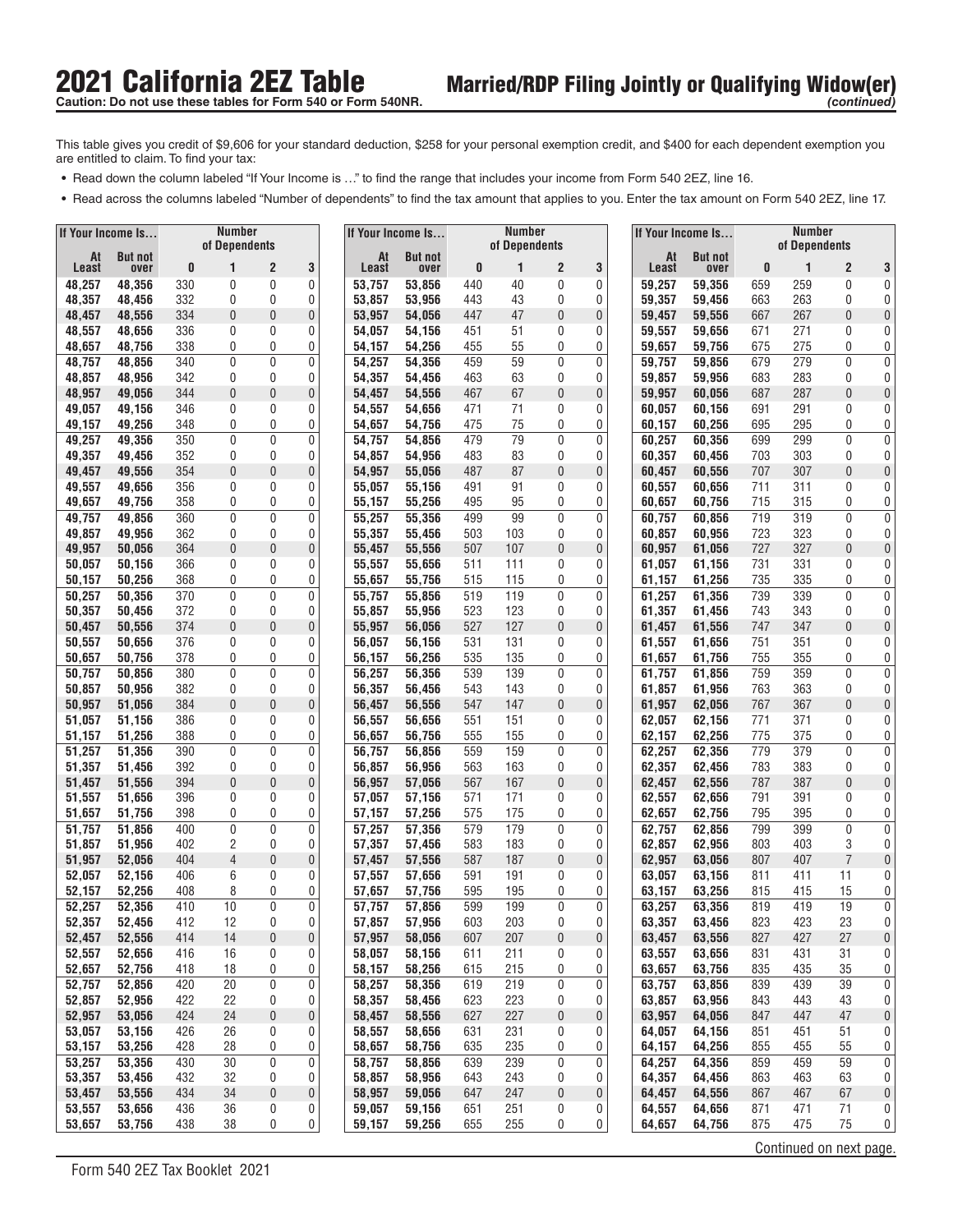# 2021 California 2EZ Table

**Caution: Do not use these tables for Form 540 or Form 540NR.**

## Married/RDP Filing Jointly or Qualifying Widow(er) *(continued)*

This table gives you credit of $9,606 for your standard deduction, $258 for your personal exemption credit, and $400 for each dependent exemption you are entitled to claim. To find your tax:

- Read down the column labeled "If Your Income is …" to find the range that includes your income from Form 540 2EZ, line 16.
- Read across the columns labeled "Number of dependents" to find the tax amount that applies to you. Enter the tax amount on Form 540 2EZ, line 17.

| If Your Income Is… | | Number of Dependents | | | |
|---|---|---|---|---|---|
| At Least | But not over | 0 | 1 | 2 | 3 |
| 48,257 | 48,356 | 330 | 0 | 0 | 0 |
| 48,357 | 48,456 | 332 | 0 | 0 | 0 |
| 48,457 | 48,556 | 334 | 0 | 0 | 0 |
| 48,557 | 48,656 | 336 | 0 | 0 | 0 |
| 48,657 | 48,756 | 338 | 0 | 0 | 0 |
| 48,757 | 48,856 | 340 | 0 | 0 | 0 |
| 48,857 | 48,956 | 342 | 0 | 0 | 0 |
| 48,957 | 49,056 | 344 | 0 | 0 | 0 |
| 49,057 | 49,156 | 346 | 0 | 0 | 0 |
| 49,157 | 49,256 | 348 | 0 | 0 | 0 |
| 49,257 | 49,356 | 350 | 0 | 0 | 0 |
| 49,357 | 49,456 | 352 | 0 | 0 | 0 |
| 49,457 | 49,556 | 354 | 0 | 0 | 0 |
| 49,557 | 49,656 | 356 | 0 | 0 | 0 |
| 49,657 | 49,756 | 358 | 0 | 0 | 0 |
| 49,757 | 49,856 | 360 | 0 | 0 | 0 |
| 49,857 | 49,956 | 362 | 0 | 0 | 0 |
| 49,957 | 50,056 | 364 | 0 | 0 | 0 |
| 50,057 | 50,156 | 366 | 0 | 0 | 0 |
| 50,157 | 50,256 | 368 | 0 | 0 | 0 |
| 50,257 | 50,356 | 370 | 0 | 0 | 0 |
| 50,357 | 50,456 | 372 | 0 | 0 | 0 |
| 50,457 | 50,556 | 374 | 0 | 0 | 0 |
| 50,557 | 50,656 | 376 | 0 | 0 | 0 |
| 50,657 | 50,756 | 378 | 0 | 0 | 0 |
| 50,757 | 50,856 | 380 | 0 | 0 | 0 |
| 50,857 | 50,956 | 382 | 0 | 0 | 0 |
| 50,957 | 51,056 | 384 | 0 | 0 | 0 |
| 51,057 | 51,156 | 386 | 0 | 0 | 0 |
| 51,157 | 51,256 | 388 | 0 | 0 | 0 |
| 51,257 | 51,356 | 390 | 0 | 0 | 0 |
| 51,357 | 51,456 | 392 | 0 | 0 | 0 |
| 51,457 | 51,556 | 394 | 0 | 0 | 0 |
| 51,557 | 51,656 | 396 | 0 | 0 | 0 |
| 51,657 | 51,756 | 398 | 0 | 0 | 0 |
| 51,757 | 51,856 | 400 | 0 | 0 | 0 |
| 51,857 | 51,956 | 402 | 2 | 0 | 0 |
| 51,957 | 52,056 | 404 | 4 | 0 | 0 |
| 52,057 | 52,156 | 406 | 6 | 0 | 0 |
| 52,157 | 52,256 | 408 | 8 | 0 | 0 |
| 52,257 | 52,356 | 410 | 10 | 0 | 0 |
| 52,357 | 52,456 | 412 | 12 | 0 | 0 |
| 52,457 | 52,556 | 414 | 14 | 0 | 0 |
| 52,557 | 52,656 | 416 | 16 | 0 | 0 |
| 52,657 | 52,756 | 418 | 18 | 0 | 0 |
| 52,757 | 52,856 | 420 | 20 | 0 | 0 |
| 52,857 | 52,956 | 422 | 22 | 0 | 0 |
| 52,957 | 53,056 | 424 | 24 | 0 | 0 |
| 53,057 | 53,156 | 426 | 26 | 0 | 0 |
| 53,157 | 53,256 | 428 | 28 | 0 | 0 |
| 53,257 | 53,356 | 430 | 30 | 0 | 0 |
| 53,357 | 53,456 | 432 | 32 | 0 | 0 |
| 53,457 | 53,556 | 434 | 34 | 0 | 0 |
| 53,557 | 53,656 | 436 | 36 | 0 | 0 |
| 53,657 | 53,756 | 438 | 38 | 0 | 0 |
| 53,757 | 53,856 | 440 | 40 | 0 | 0 |
| 53,857 | 53,956 | 443 | 43 | 0 | 0 |
| 53,957 | 54,056 | 447 | 47 | 0 | 0 |
| 54,057 | 54,156 | 451 | 51 | 0 | 0 |
| 54,157 | 54,256 | 455 | 55 | 0 | 0 |
| 54,257 | 54,356 | 459 | 59 | 0 | 0 |
| 54,357 | 54,456 | 463 | 63 | 0 | 0 |
| 54,457 | 54,556 | 467 | 67 | 0 | 0 |
| 54,557 | 54,656 | 471 | 71 | 0 | 0 |
| 54,657 | 54,756 | 475 | 75 | 0 | 0 |
| 54,757 | 54,856 | 479 | 79 | 0 | 0 |
| 54,857 | 54,956 | 483 | 83 | 0 | 0 |
| 54,957 | 55,056 | 487 | 87 | 0 | 0 |
| 55,057 | 55,156 | 491 | 91 | 0 | 0 |
| 55,157 | 55,256 | 495 | 95 | 0 | 0 |
| 55,257 | 55,356 | 499 | 99 | 0 | 0 |
| 55,357 | 55,456 | 503 | 103 | 0 | 0 |
| 55,457 | 55,556 | 507 | 107 | 0 | 0 |
| 55,557 | 55,656 | 511 | 111 | 0 | 0 |
| 55,657 | 55,756 | 515 | 115 | 0 | 0 |
| 55,757 | 55,856 | 519 | 119 | 0 | 0 |
| 55,857 | 55,956 | 523 | 123 | 0 | 0 |
| 55,957 | 56,056 | 527 | 127 | 0 | 0 |
| 56,057 | 56,156 | 531 | 131 | 0 | 0 |
| 56,157 | 56,256 | 535 | 135 | 0 | 0 |
| 56,257 | 56,356 | 539 | 139 | 0 | 0 |
| 56,357 | 56,456 | 543 | 143 | 0 | 0 |
| 56,457 | 56,556 | 547 | 147 | 0 | 0 |
| 56,557 | 56,656 | 551 | 151 | 0 | 0 |
| 56,657 | 56,756 | 555 | 155 | 0 | 0 |
| 56,757 | 56,856 | 559 | 159 | 0 | 0 |
| 56,857 | 56,956 | 563 | 163 | 0 | 0 |
| 56,957 | 57,056 | 567 | 167 | 0 | 0 |
| 57,057 | 57,156 | 571 | 171 | 0 | 0 |
| 57,157 | 57,256 | 575 | 175 | 0 | 0 |
| 57,257 | 57,356 | 579 | 179 | 0 | 0 |
| 57,357 | 57,456 | 583 | 183 | 0 | 0 |
| 57,457 | 57,556 | 587 | 187 | 0 | 0 |
| 57,557 | 57,656 | 591 | 191 | 0 | 0 |
| 57,657 | 57,756 | 595 | 195 | 0 | 0 |
| 57,757 | 57,856 | 599 | 199 | 0 | 0 |
| 57,857 | 57,956 | 603 | 203 | 0 | 0 |
| 57,957 | 58,056 | 607 | 207 | 0 | 0 |
| 58,057 | 58,156 | 611 | 211 | 0 | 0 |
| 58,157 | 58,256 | 615 | 215 | 0 | 0 |
| 58,257 | 58,356 | 619 | 219 | 0 | 0 |
| 58,357 | 58,456 | 623 | 223 | 0 | 0 |
| 58,457 | 58,556 | 627 | 227 | 0 | 0 |
| 58,557 | 58,656 | 631 | 231 | 0 | 0 |
| 58,657 | 58,756 | 635 | 235 | 0 | 0 |
| 58,757 | 58,856 | 639 | 239 | 0 | 0 |
| 58,857 | 58,956 | 643 | 243 | 0 | 0 |
| 58,957 | 59,056 | 647 | 247 | 0 | 0 |
| 59,057 | 59,156 | 651 | 251 | 0 | 0 |
| 59,157 | 59,256 | 655 | 255 | 0 | 0 |
| 59,257 | 59,356 | 659 | 259 | 0 | 0 |
| 59,357 | 59,456 | 663 | 263 | 0 | 0 |
| 59,457 | 59,556 | 667 | 267 | 0 | 0 |
| 59,557 | 59,656 | 671 | 271 | 0 | 0 |
| 59,657 | 59,756 | 675 | 275 | 0 | 0 |
| 59,757 | 59,856 | 679 | 279 | 0 | 0 |
| 59,857 | 59,956 | 683 | 283 | 0 | 0 |
| 59,957 | 60,056 | 687 | 287 | 0 | 0 |
| 60,057 | 60,156 | 691 | 291 | 0 | 0 |
| 60,157 | 60,256 | 695 | 295 | 0 | 0 |
| 60,257 | 60,356 | 699 | 299 | 0 | 0 |
| 60,357 | 60,456 | 703 | 303 | 0 | 0 |
| 60,457 | 60,556 | 707 | 307 | 0 | 0 |
| 60,557 | 60,656 | 711 | 311 | 0 | 0 |
| 60,657 | 60,756 | 715 | 315 | 0 | 0 |
| 60,757 | 60,856 | 719 | 319 | 0 | 0 |
| 60,857 | 60,956 | 723 | 323 | 0 | 0 |
| 60,957 | 61,056 | 727 | 327 | 0 | 0 |
| 61,057 | 61,156 | 731 | 331 | 0 | 0 |
| 61,157 | 61,256 | 735 | 335 | 0 | 0 |
| 61,257 | 61,356 | 739 | 339 | 0 | 0 |
| 61,357 | 61,456 | 743 | 343 | 0 | 0 |
| 61,457 | 61,556 | 747 | 347 | 0 | 0 |
| 61,557 | 61,656 | 751 | 351 | 0 | 0 |
| 61,657 | 61,756 | 755 | 355 | 0 | 0 |
| 61,757 | 61,856 | 759 | 359 | 0 | 0 |
| 61,857 | 61,956 | 763 | 363 | 0 | 0 |
| 61,957 | 62,056 | 767 | 367 | 0 | 0 |
| 62,057 | 62,156 | 771 | 371 | 0 | 0 |
| 62,157 | 62,256 | 775 | 375 | 0 | 0 |
| 62,257 | 62,356 | 779 | 379 | 0 | 0 |
| 62,357 | 62,456 | 783 | 383 | 0 | 0 |
| 62,457 | 62,556 | 787 | 387 | 0 | 0 |
| 62,557 | 62,656 | 791 | 391 | 0 | 0 |
| 62,657 | 62,756 | 795 | 395 | 0 | 0 |
| 62,757 | 62,856 | 799 | 399 | 0 | 0 |
| 62,857 | 62,956 | 803 | 403 | 3 | 0 |
| 62,957 | 63,056 | 807 | 407 | 7 | 0 |
| 63,057 | 63,156 | 811 | 411 | 11 | 0 |
| 63,157 | 63,256 | 815 | 415 | 15 | 0 |
| 63,257 | 63,356 | 819 | 419 | 19 | 0 |
| 63,357 | 63,456 | 823 | 423 | 23 | 0 |
| 63,457 | 63,556 | 827 | 427 | 27 | 0 |
| 63,557 | 63,656 | 831 | 431 | 31 | 0 |
| 63,657 | 63,756 | 835 | 435 | 35 | 0 |
| 63,757 | 63,856 | 839 | 439 | 39 | 0 |
| 63,857 | 63,956 | 843 | 443 | 43 | 0 |
| 63,957 | 64,056 | 847 | 447 | 47 | 0 |
| 64,057 | 64,156 | 851 | 451 | 51 | 0 |
| 64,157 | 64,256 | 855 | 455 | 55 | 0 |
| 64,257 | 64,356 | 859 | 459 | 59 | 0 |
| 64,357 | 64,456 | 863 | 463 | 63 | 0 |
| 64,457 | 64,556 | 867 | 467 | 67 | 0 |
| 64,557 | 64,656 | 871 | 471 | 71 | 0 |
| 64,657 | 64,756 | 875 | 475 | 75 | 0 |

Continued on next page.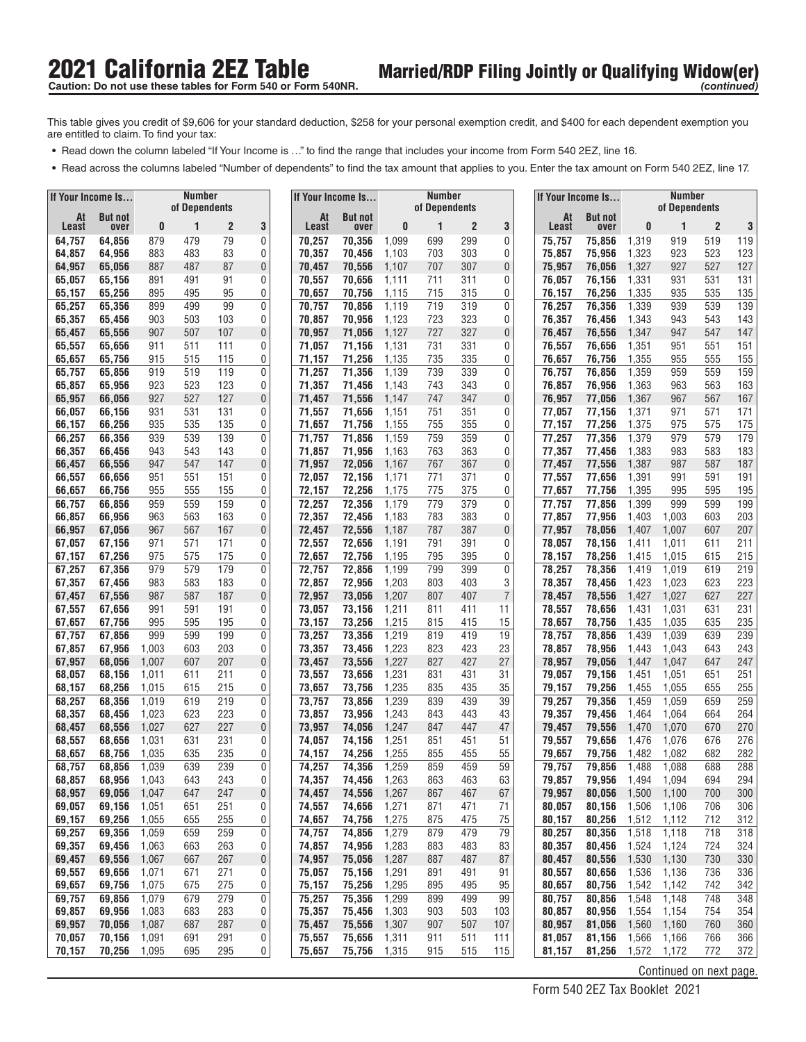# 2021 California 2EZ Table

## Married/RDP Filing Jointly or Qualifying Widow(er) *(continued)*

**Caution: Do not use these tables for Form 540 or Form 540NR.**

This table gives you credit of $9,606 for your standard deduction, $258 for your personal exemption credit, and $400 for each dependent exemption you are entitled to claim. To find your tax:

- Read down the column labeled "If Your Income is …" to find the range that includes your income from Form 540 2EZ, line 16.
- Read across the columns labeled "Number of dependents" to find the tax amount that applies to you. Enter the tax amount on Form 540 2EZ, line 17.

| If Your Income Is… | | Number of Dependents | | | |
|---|---|---|---|---|---|
| At Least | But not over | 0 | 1 | 2 | 3 |
| 64,757 | 64,856 | 879 | 479 | 79 | 0 |
| 64,857 | 64,956 | 883 | 483 | 83 | 0 |
| 64,957 | 65,056 | 887 | 487 | 87 | 0 |
| 65,057 | 65,156 | 891 | 491 | 91 | 0 |
| 65,157 | 65,256 | 895 | 495 | 95 | 0 |
| 65,257 | 65,356 | 899 | 499 | 99 | 0 |
| 65,357 | 65,456 | 903 | 503 | 103 | 0 |
| 65,457 | 65,556 | 907 | 507 | 107 | 0 |
| 65,557 | 65,656 | 911 | 511 | 111 | 0 |
| 65,657 | 65,756 | 915 | 515 | 115 | 0 |
| 65,757 | 65,856 | 919 | 519 | 119 | 0 |
| 65,857 | 65,956 | 923 | 523 | 123 | 0 |
| 65,957 | 66,056 | 927 | 527 | 127 | 0 |
| 66,057 | 66,156 | 931 | 531 | 131 | 0 |
| 66,157 | 66,256 | 935 | 535 | 135 | 0 |
| 66,257 | 66,356 | 939 | 539 | 139 | 0 |
| 66,357 | 66,456 | 943 | 543 | 143 | 0 |
| 66,457 | 66,556 | 947 | 547 | 147 | 0 |
| 66,557 | 66,656 | 951 | 551 | 151 | 0 |
| 66,657 | 66,756 | 955 | 555 | 155 | 0 |
| 66,757 | 66,856 | 959 | 559 | 159 | 0 |
| 66,857 | 66,956 | 963 | 563 | 163 | 0 |
| 66,957 | 67,056 | 967 | 567 | 167 | 0 |
| 67,057 | 67,156 | 971 | 571 | 171 | 0 |
| 67,157 | 67,256 | 975 | 575 | 175 | 0 |
| 67,257 | 67,356 | 979 | 579 | 179 | 0 |
| 67,357 | 67,456 | 983 | 583 | 183 | 0 |
| 67,457 | 67,556 | 987 | 587 | 187 | 0 |
| 67,557 | 67,656 | 991 | 591 | 191 | 0 |
| 67,657 | 67,756 | 995 | 595 | 195 | 0 |
| 67,757 | 67,856 | 999 | 599 | 199 | 0 |
| 67,857 | 67,956 | 1,003 | 603 | 203 | 0 |
| 67,957 | 68,056 | 1,007 | 607 | 207 | 0 |
| 68,057 | 68,156 | 1,011 | 611 | 211 | 0 |
| 68,157 | 68,256 | 1,015 | 615 | 215 | 0 |
| 68,257 | 68,356 | 1,019 | 619 | 219 | 0 |
| 68,357 | 68,456 | 1,023 | 623 | 223 | 0 |
| 68,457 | 68,556 | 1,027 | 627 | 227 | 0 |
| 68,557 | 68,656 | 1,031 | 631 | 231 | 0 |
| 68,657 | 68,756 | 1,035 | 635 | 235 | 0 |
| 68,757 | 68,856 | 1,039 | 639 | 239 | 0 |
| 68,857 | 68,956 | 1,043 | 643 | 243 | 0 |
| 68,957 | 69,056 | 1,047 | 647 | 247 | 0 |
| 69,057 | 69,156 | 1,051 | 651 | 251 | 0 |
| 69,157 | 69,256 | 1,055 | 655 | 255 | 0 |
| 69,257 | 69,356 | 1,059 | 659 | 259 | 0 |
| 69,357 | 69,456 | 1,063 | 663 | 263 | 0 |
| 69,457 | 69,556 | 1,067 | 667 | 267 | 0 |
| 69,557 | 69,656 | 1,071 | 671 | 271 | 0 |
| 69,657 | 69,756 | 1,075 | 675 | 275 | 0 |
| 69,757 | 69,856 | 1,079 | 679 | 279 | 0 |
| 69,857 | 69,956 | 1,083 | 683 | 283 | 0 |
| 69,957 | 70,056 | 1,087 | 687 | 287 | 0 |
| 70,057 | 70,156 | 1,091 | 691 | 291 | 0 |
| 70,157 | 70,256 | 1,095 | 695 | 295 | 0 |
| 70,257 | 70,356 | 1,099 | 699 | 299 | 0 |
| 70,357 | 70,456 | 1,103 | 703 | 303 | 0 |
| 70,457 | 70,556 | 1,107 | 707 | 307 | 0 |
| 70,557 | 70,656 | 1,111 | 711 | 311 | 0 |
| 70,657 | 70,756 | 1,115 | 715 | 315 | 0 |
| 70,757 | 70,856 | 1,119 | 719 | 319 | 0 |
| 70,857 | 70,956 | 1,123 | 723 | 323 | 0 |
| 70,957 | 71,056 | 1,127 | 727 | 327 | 0 |
| 71,057 | 71,156 | 1,131 | 731 | 331 | 0 |
| 71,157 | 71,256 | 1,135 | 735 | 335 | 0 |
| 71,257 | 71,356 | 1,139 | 739 | 339 | 0 |
| 71,357 | 71,456 | 1,143 | 743 | 343 | 0 |
| 71,457 | 71,556 | 1,147 | 747 | 347 | 0 |
| 71,557 | 71,656 | 1,151 | 751 | 351 | 0 |
| 71,657 | 71,756 | 1,155 | 755 | 355 | 0 |
| 71,757 | 71,856 | 1,159 | 759 | 359 | 0 |
| 71,857 | 71,956 | 1,163 | 763 | 363 | 0 |
| 71,957 | 72,056 | 1,167 | 767 | 367 | 0 |
| 72,057 | 72,156 | 1,171 | 771 | 371 | 0 |
| 72,157 | 72,256 | 1,175 | 775 | 375 | 0 |
| 72,257 | 72,356 | 1,179 | 779 | 379 | 0 |
| 72,357 | 72,456 | 1,183 | 783 | 383 | 0 |
| 72,457 | 72,556 | 1,187 | 787 | 387 | 0 |
| 72,557 | 72,656 | 1,191 | 791 | 391 | 0 |
| 72,657 | 72,756 | 1,195 | 795 | 395 | 0 |
| 72,757 | 72,856 | 1,199 | 799 | 399 | 0 |
| 72,857 | 72,956 | 1,203 | 803 | 403 | 3 |
| 72,957 | 73,056 | 1,207 | 807 | 407 | 7 |
| 73,057 | 73,156 | 1,211 | 811 | 411 | 11 |
| 73,157 | 73,256 | 1,215 | 815 | 415 | 15 |
| 73,257 | 73,356 | 1,219 | 819 | 419 | 19 |
| 73,357 | 73,456 | 1,223 | 823 | 423 | 23 |
| 73,457 | 73,556 | 1,227 | 827 | 427 | 27 |
| 73,557 | 73,656 | 1,231 | 831 | 431 | 31 |
| 73,657 | 73,756 | 1,235 | 835 | 435 | 35 |
| 73,757 | 73,856 | 1,239 | 839 | 439 | 39 |
| 73,857 | 73,956 | 1,243 | 843 | 443 | 43 |
| 73,957 | 74,056 | 1,247 | 847 | 447 | 47 |
| 74,057 | 74,156 | 1,251 | 851 | 451 | 51 |
| 74,157 | 74,256 | 1,255 | 855 | 455 | 55 |
| 74,257 | 74,356 | 1,259 | 859 | 459 | 59 |
| 74,357 | 74,456 | 1,263 | 863 | 463 | 63 |
| 74,457 | 74,556 | 1,267 | 867 | 467 | 67 |
| 74,557 | 74,656 | 1,271 | 871 | 471 | 71 |
| 74,657 | 74,756 | 1,275 | 875 | 475 | 75 |
| 74,757 | 74,856 | 1,279 | 879 | 479 | 79 |
| 74,857 | 74,956 | 1,283 | 883 | 483 | 83 |
| 74,957 | 75,056 | 1,287 | 887 | 487 | 87 |
| 75,057 | 75,156 | 1,291 | 891 | 491 | 91 |
| 75,157 | 75,256 | 1,295 | 895 | 495 | 95 |
| 75,257 | 75,356 | 1,299 | 899 | 499 | 99 |
| 75,357 | 75,456 | 1,303 | 903 | 503 | 103 |
| 75,457 | 75,556 | 1,307 | 907 | 507 | 107 |
| 75,557 | 75,656 | 1,311 | 911 | 511 | 111 |
| 75,657 | 75,756 | 1,315 | 915 | 515 | 115 |
| 75,757 | 75,856 | 1,319 | 919 | 519 | 119 |
| 75,857 | 75,956 | 1,323 | 923 | 523 | 123 |
| 75,957 | 76,056 | 1,327 | 927 | 527 | 127 |
| 76,057 | 76,156 | 1,331 | 931 | 531 | 131 |
| 76,157 | 76,256 | 1,335 | 935 | 535 | 135 |
| 76,257 | 76,356 | 1,339 | 939 | 539 | 139 |
| 76,357 | 76,456 | 1,343 | 943 | 543 | 143 |
| 76,457 | 76,556 | 1,347 | 947 | 547 | 147 |
| 76,557 | 76,656 | 1,351 | 951 | 551 | 151 |
| 76,657 | 76,756 | 1,355 | 955 | 555 | 155 |
| 76,757 | 76,856 | 1,359 | 959 | 559 | 159 |
| 76,857 | 76,956 | 1,363 | 963 | 563 | 163 |
| 76,957 | 77,056 | 1,367 | 967 | 567 | 167 |
| 77,057 | 77,156 | 1,371 | 971 | 571 | 171 |
| 77,157 | 77,256 | 1,375 | 975 | 575 | 175 |
| 77,257 | 77,356 | 1,379 | 979 | 579 | 179 |
| 77,357 | 77,456 | 1,383 | 983 | 583 | 183 |
| 77,457 | 77,556 | 1,387 | 987 | 587 | 187 |
| 77,557 | 77,656 | 1,391 | 991 | 591 | 191 |
| 77,657 | 77,756 | 1,395 | 995 | 595 | 195 |
| 77,757 | 77,856 | 1,399 | 999 | 599 | 199 |
| 77,857 | 77,956 | 1,403 | 1,003 | 603 | 203 |
| 77,957 | 78,056 | 1,407 | 1,007 | 607 | 207 |
| 78,057 | 78,156 | 1,411 | 1,011 | 611 | 211 |
| 78,157 | 78,256 | 1,415 | 1,015 | 615 | 215 |
| 78,257 | 78,356 | 1,419 | 1,019 | 619 | 219 |
| 78,357 | 78,456 | 1,423 | 1,023 | 623 | 223 |
| 78,457 | 78,556 | 1,427 | 1,027 | 627 | 227 |
| 78,557 | 78,656 | 1,431 | 1,031 | 631 | 231 |
| 78,657 | 78,756 | 1,435 | 1,035 | 635 | 235 |
| 78,757 | 78,856 | 1,439 | 1,039 | 639 | 239 |
| 78,857 | 78,956 | 1,443 | 1,043 | 643 | 243 |
| 78,957 | 79,056 | 1,447 | 1,047 | 647 | 247 |
| 79,057 | 79,156 | 1,451 | 1,051 | 651 | 251 |
| 79,157 | 79,256 | 1,455 | 1,055 | 655 | 255 |
| 79,257 | 79,356 | 1,459 | 1,059 | 659 | 259 |
| 79,357 | 79,456 | 1,464 | 1,064 | 664 | 264 |
| 79,457 | 79,556 | 1,470 | 1,070 | 670 | 270 |
| 79,557 | 79,656 | 1,476 | 1,076 | 676 | 276 |
| 79,657 | 79,756 | 1,482 | 1,082 | 682 | 282 |
| 79,757 | 79,856 | 1,488 | 1,088 | 688 | 288 |
| 79,857 | 79,956 | 1,494 | 1,094 | 694 | 294 |
| 79,957 | 80,056 | 1,500 | 1,100 | 700 | 300 |
| 80,057 | 80,156 | 1,506 | 1,106 | 706 | 306 |
| 80,157 | 80,256 | 1,512 | 1,112 | 712 | 312 |
| 80,257 | 80,356 | 1,518 | 1,118 | 718 | 318 |
| 80,357 | 80,456 | 1,524 | 1,124 | 724 | 324 |
| 80,457 | 80,556 | 1,530 | 1,130 | 730 | 330 |
| 80,557 | 80,656 | 1,536 | 1,136 | 736 | 336 |
| 80,657 | 80,756 | 1,542 | 1,142 | 742 | 342 |
| 80,757 | 80,856 | 1,548 | 1,148 | 748 | 348 |
| 80,857 | 80,956 | 1,554 | 1,154 | 754 | 354 |
| 80,957 | 81,056 | 1,560 | 1,160 | 760 | 360 |
| 81,057 | 81,156 | 1,566 | 1,166 | 766 | 366 |
| 81,157 | 81,256 | 1,572 | 1,172 | 772 | 372 |

Continued on next page.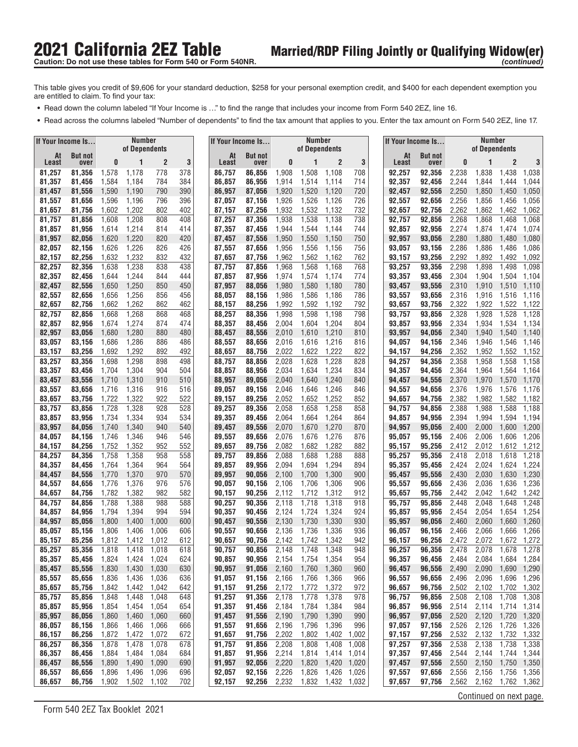# 2021 California 2EZ Table

## Married/RDP Filing Jointly or Qualifying Widow(er)

*(continued)*

**Caution: Do not use these tables for Form 540 or Form 540NR.**

This table gives you credit of $9,606 for your standard deduction, $258 for your personal exemption credit, and $400 for each dependent exemption you are entitled to claim. To find your tax:

- Read down the column labeled "If Your Income is …" to find the range that includes your income from Form 540 2EZ, line 16.
- Read across the columns labeled "Number of dependents" to find the tax amount that applies to you. Enter the tax amount on Form 540 2EZ, line 17.

| If Your Income Is… | | Number of Dependents | | | |
|---|---|---|---|---|---|
| At Least | But not over | 0 | 1 | 2 | 3 |
| 81,257 | 81,356 | 1,578 | 1,178 | 778 | 378 |
| 81,357 | 81,456 | 1,584 | 1,184 | 784 | 384 |
| 81,457 | 81,556 | 1,590 | 1,190 | 790 | 390 |
| 81,557 | 81,656 | 1,596 | 1,196 | 796 | 396 |
| 81,657 | 81,756 | 1,602 | 1,202 | 802 | 402 |
| 81,757 | 81,856 | 1,608 | 1,208 | 808 | 408 |
| 81,857 | 81,956 | 1,614 | 1,214 | 814 | 414 |
| 81,957 | 82,056 | 1,620 | 1,220 | 820 | 420 |
| 82,057 | 82,156 | 1,626 | 1,226 | 826 | 426 |
| 82,157 | 82,256 | 1,632 | 1,232 | 832 | 432 |
| 82,257 | 82,356 | 1,638 | 1,238 | 838 | 438 |
| 82,357 | 82,456 | 1,644 | 1,244 | 844 | 444 |
| 82,457 | 82,556 | 1,650 | 1,250 | 850 | 450 |
| 82,557 | 82,656 | 1,656 | 1,256 | 856 | 456 |
| 82,657 | 82,756 | 1,662 | 1,262 | 862 | 462 |
| 82,757 | 82,856 | 1,668 | 1,268 | 868 | 468 |
| 82,857 | 82,956 | 1,674 | 1,274 | 874 | 474 |
| 82,957 | 83,056 | 1,680 | 1,280 | 880 | 480 |
| 83,057 | 83,156 | 1,686 | 1,286 | 886 | 486 |
| 83,157 | 83,256 | 1,692 | 1,292 | 892 | 492 |
| 83,257 | 83,356 | 1,698 | 1,298 | 898 | 498 |
| 83,357 | 83,456 | 1,704 | 1,304 | 904 | 504 |
| 83,457 | 83,556 | 1,710 | 1,310 | 910 | 510 |
| 83,557 | 83,656 | 1,716 | 1,316 | 916 | 516 |
| 83,657 | 83,756 | 1,722 | 1,322 | 922 | 522 |
| 83,757 | 83,856 | 1,728 | 1,328 | 928 | 528 |
| 83,857 | 83,956 | 1,734 | 1,334 | 934 | 534 |
| 83,957 | 84,056 | 1,740 | 1,340 | 940 | 540 |
| 84,057 | 84,156 | 1,746 | 1,346 | 946 | 546 |
| 84,157 | 84,256 | 1,752 | 1,352 | 952 | 552 |
| 84,257 | 84,356 | 1,758 | 1,358 | 958 | 558 |
| 84,357 | 84,456 | 1,764 | 1,364 | 964 | 564 |
| 84,457 | 84,556 | 1,770 | 1,370 | 970 | 570 |
| 84,557 | 84,656 | 1,776 | 1,376 | 976 | 576 |
| 84,657 | 84,756 | 1,782 | 1,382 | 982 | 582 |
| 84,757 | 84,856 | 1,788 | 1,388 | 988 | 588 |
| 84,857 | 84,956 | 1,794 | 1,394 | 994 | 594 |
| 84,957 | 85,056 | 1,800 | 1,400 | 1,000 | 600 |
| 85,057 | 85,156 | 1,806 | 1,406 | 1,006 | 606 |
| 85,157 | 85,256 | 1,812 | 1,412 | 1,012 | 612 |
| 85,257 | 85,356 | 1,818 | 1,418 | 1,018 | 618 |
| 85,357 | 85,456 | 1,824 | 1,424 | 1,024 | 624 |
| 85,457 | 85,556 | 1,830 | 1,430 | 1,030 | 630 |
| 85,557 | 85,656 | 1,836 | 1,436 | 1,036 | 636 |
| 85,657 | 85,756 | 1,842 | 1,442 | 1,042 | 642 |
| 85,757 | 85,856 | 1,848 | 1,448 | 1,048 | 648 |
| 85,857 | 85,956 | 1,854 | 1,454 | 1,054 | 654 |
| 85,957 | 86,056 | 1,860 | 1,460 | 1,060 | 660 |
| 86,057 | 86,156 | 1,866 | 1,466 | 1,066 | 666 |
| 86,157 | 86,256 | 1,872 | 1,472 | 1,072 | 672 |
| 86,257 | 86,356 | 1,878 | 1,478 | 1,078 | 678 |
| 86,357 | 86,456 | 1,884 | 1,484 | 1,084 | 684 |
| 86,457 | 86,556 | 1,890 | 1,490 | 1,090 | 690 |
| 86,557 | 86,656 | 1,896 | 1,496 | 1,096 | 696 |
| 86,657 | 86,756 | 1,902 | 1,502 | 1,102 | 702 |
| 86,757 | 86,856 | 1,908 | 1,508 | 1,108 | 708 |
| 86,857 | 86,956 | 1,914 | 1,514 | 1,114 | 714 |
| 86,957 | 87,056 | 1,920 | 1,520 | 1,120 | 720 |
| 87,057 | 87,156 | 1,926 | 1,526 | 1,126 | 726 |
| 87,157 | 87,256 | 1,932 | 1,532 | 1,132 | 732 |
| 87,257 | 87,356 | 1,938 | 1,538 | 1,138 | 738 |
| 87,357 | 87,456 | 1,944 | 1,544 | 1,144 | 744 |
| 87,457 | 87,556 | 1,950 | 1,550 | 1,150 | 750 |
| 87,557 | 87,656 | 1,956 | 1,556 | 1,156 | 756 |
| 87,657 | 87,756 | 1,962 | 1,562 | 1,162 | 762 |
| 87,757 | 87,856 | 1,968 | 1,568 | 1,168 | 768 |
| 87,857 | 87,956 | 1,974 | 1,574 | 1,174 | 774 |
| 87,957 | 88,056 | 1,980 | 1,580 | 1,180 | 780 |
| 88,057 | 88,156 | 1,986 | 1,586 | 1,186 | 786 |
| 88,157 | 88,256 | 1,992 | 1,592 | 1,192 | 792 |
| 88,257 | 88,356 | 1,998 | 1,598 | 1,198 | 798 |
| 88,357 | 88,456 | 2,004 | 1,604 | 1,204 | 804 |
| 88,457 | 88,556 | 2,010 | 1,610 | 1,210 | 810 |
| 88,557 | 88,656 | 2,016 | 1,616 | 1,216 | 816 |
| 88,657 | 88,756 | 2,022 | 1,622 | 1,222 | 822 |
| 88,757 | 88,856 | 2,028 | 1,628 | 1,228 | 828 |
| 88,857 | 88,956 | 2,034 | 1,634 | 1,234 | 834 |
| 88,957 | 89,056 | 2,040 | 1,640 | 1,240 | 840 |
| 89,057 | 89,156 | 2,046 | 1,646 | 1,246 | 846 |
| 89,157 | 89,256 | 2,052 | 1,652 | 1,252 | 852 |
| 89,257 | 89,356 | 2,058 | 1,658 | 1,258 | 858 |
| 89,357 | 89,456 | 2,064 | 1,664 | 1,264 | 864 |
| 89,457 | 89,556 | 2,070 | 1,670 | 1,270 | 870 |
| 89,557 | 89,656 | 2,076 | 1,676 | 1,276 | 876 |
| 89,657 | 89,756 | 2,082 | 1,682 | 1,282 | 882 |
| 89,757 | 89,856 | 2,088 | 1,688 | 1,288 | 888 |
| 89,857 | 89,956 | 2,094 | 1,694 | 1,294 | 894 |
| 89,957 | 90,056 | 2,100 | 1,700 | 1,300 | 900 |
| 90,057 | 90,156 | 2,106 | 1,706 | 1,306 | 906 |
| 90,157 | 90,256 | 2,112 | 1,712 | 1,312 | 912 |
| 90,257 | 90,356 | 2,118 | 1,718 | 1,318 | 918 |
| 90,357 | 90,456 | 2,124 | 1,724 | 1,324 | 924 |
| 90,457 | 90,556 | 2,130 | 1,730 | 1,330 | 930 |
| 90,557 | 90,656 | 2,136 | 1,736 | 1,336 | 936 |
| 90,657 | 90,756 | 2,142 | 1,742 | 1,342 | 942 |
| 90,757 | 90,856 | 2,148 | 1,748 | 1,348 | 948 |
| 90,857 | 90,956 | 2,154 | 1,754 | 1,354 | 954 |
| 90,957 | 91,056 | 2,160 | 1,760 | 1,360 | 960 |
| 91,057 | 91,156 | 2,166 | 1,766 | 1,366 | 966 |
| 91,157 | 91,256 | 2,172 | 1,772 | 1,372 | 972 |
| 91,257 | 91,356 | 2,178 | 1,778 | 1,378 | 978 |
| 91,357 | 91,456 | 2,184 | 1,784 | 1,384 | 984 |
| 91,457 | 91,556 | 2,190 | 1,790 | 1,390 | 990 |
| 91,557 | 91,656 | 2,196 | 1,796 | 1,396 | 996 |
| 91,657 | 91,756 | 2,202 | 1,802 | 1,402 | 1,002 |
| 91,757 | 91,856 | 2,208 | 1,808 | 1,408 | 1,008 |
| 91,857 | 91,956 | 2,214 | 1,814 | 1,414 | 1,014 |
| 91,957 | 92,056 | 2,220 | 1,820 | 1,420 | 1,020 |
| 92,057 | 92,156 | 2,226 | 1,826 | 1,426 | 1,026 |
| 92,157 | 92,256 | 2,232 | 1,832 | 1,432 | 1,032 |
| 92,257 | 92,356 | 2,238 | 1,838 | 1,438 | 1,038 |
| 92,357 | 92,456 | 2,244 | 1,844 | 1,444 | 1,044 |
| 92,457 | 92,556 | 2,250 | 1,850 | 1,450 | 1,050 |
| 92,557 | 92,656 | 2,256 | 1,856 | 1,456 | 1,056 |
| 92,657 | 92,756 | 2,262 | 1,862 | 1,462 | 1,062 |
| 92,757 | 92,856 | 2,268 | 1,868 | 1,468 | 1,068 |
| 92,857 | 92,956 | 2,274 | 1,874 | 1,474 | 1,074 |
| 92,957 | 93,056 | 2,280 | 1,880 | 1,480 | 1,080 |
| 93,057 | 93,156 | 2,286 | 1,886 | 1,486 | 1,086 |
| 93,157 | 93,256 | 2,292 | 1,892 | 1,492 | 1,092 |
| 93,257 | 93,356 | 2,298 | 1,898 | 1,498 | 1,098 |
| 93,357 | 93,456 | 2,304 | 1,904 | 1,504 | 1,104 |
| 93,457 | 93,556 | 2,310 | 1,910 | 1,510 | 1,110 |
| 93,557 | 93,656 | 2,316 | 1,916 | 1,516 | 1,116 |
| 93,657 | 93,756 | 2,322 | 1,922 | 1,522 | 1,122 |
| 93,757 | 93,856 | 2,328 | 1,928 | 1,528 | 1,128 |
| 93,857 | 93,956 | 2,334 | 1,934 | 1,534 | 1,134 |
| 93,957 | 94,056 | 2,340 | 1,940 | 1,540 | 1,140 |
| 94,057 | 94,156 | 2,346 | 1,946 | 1,546 | 1,146 |
| 94,157 | 94,256 | 2,352 | 1,952 | 1,552 | 1,152 |
| 94,257 | 94,356 | 2,358 | 1,958 | 1,558 | 1,158 |
| 94,357 | 94,456 | 2,364 | 1,964 | 1,564 | 1,164 |
| 94,457 | 94,556 | 2,370 | 1,970 | 1,570 | 1,170 |
| 94,557 | 94,656 | 2,376 | 1,976 | 1,576 | 1,176 |
| 94,657 | 94,756 | 2,382 | 1,982 | 1,582 | 1,182 |
| 94,757 | 94,856 | 2,388 | 1,988 | 1,588 | 1,188 |
| 94,857 | 94,956 | 2,394 | 1,994 | 1,594 | 1,194 |
| 94,957 | 95,056 | 2,400 | 2,000 | 1,600 | 1,200 |
| 95,057 | 95,156 | 2,406 | 2,006 | 1,606 | 1,206 |
| 95,157 | 95,256 | 2,412 | 2,012 | 1,612 | 1,212 |
| 95,257 | 95,356 | 2,418 | 2,018 | 1,618 | 1,218 |
| 95,357 | 95,456 | 2,424 | 2,024 | 1,624 | 1,224 |
| 95,457 | 95,556 | 2,430 | 2,030 | 1,630 | 1,230 |
| 95,557 | 95,656 | 2,436 | 2,036 | 1,636 | 1,236 |
| 95,657 | 95,756 | 2,442 | 2,042 | 1,642 | 1,242 |
| 95,757 | 95,856 | 2,448 | 2,048 | 1,648 | 1,248 |
| 95,857 | 95,956 | 2,454 | 2,054 | 1,654 | 1,254 |
| 95,957 | 96,056 | 2,460 | 2,060 | 1,660 | 1,260 |
| 96,057 | 96,156 | 2,466 | 2,066 | 1,666 | 1,266 |
| 96,157 | 96,256 | 2,472 | 2,072 | 1,672 | 1,272 |
| 96,257 | 96,356 | 2,478 | 2,078 | 1,678 | 1,278 |
| 96,357 | 96,456 | 2,484 | 2,084 | 1,684 | 1,284 |
| 96,457 | 96,556 | 2,490 | 2,090 | 1,690 | 1,290 |
| 96,557 | 96,656 | 2,496 | 2,096 | 1,696 | 1,296 |
| 96,657 | 96,756 | 2,502 | 2,102 | 1,702 | 1,302 |
| 96,757 | 96,856 | 2,508 | 2,108 | 1,708 | 1,308 |
| 96,857 | 96,956 | 2,514 | 2,114 | 1,714 | 1,314 |
| 96,957 | 97,056 | 2,520 | 2,120 | 1,720 | 1,320 |
| 97,057 | 97,156 | 2,526 | 2,126 | 1,726 | 1,326 |
| 97,157 | 97,256 | 2,532 | 2,132 | 1,732 | 1,332 |
| 97,257 | 97,356 | 2,538 | 2,138 | 1,738 | 1,338 |
| 97,357 | 97,456 | 2,544 | 2,144 | 1,744 | 1,344 |
| 97,457 | 97,556 | 2,550 | 2,150 | 1,750 | 1,350 |
| 97,557 | 97,656 | 2,556 | 2,156 | 1,756 | 1,356 |
| 97,657 | 97,756 | 2,562 | 2,162 | 1,762 | 1,362 |

Continued on next page.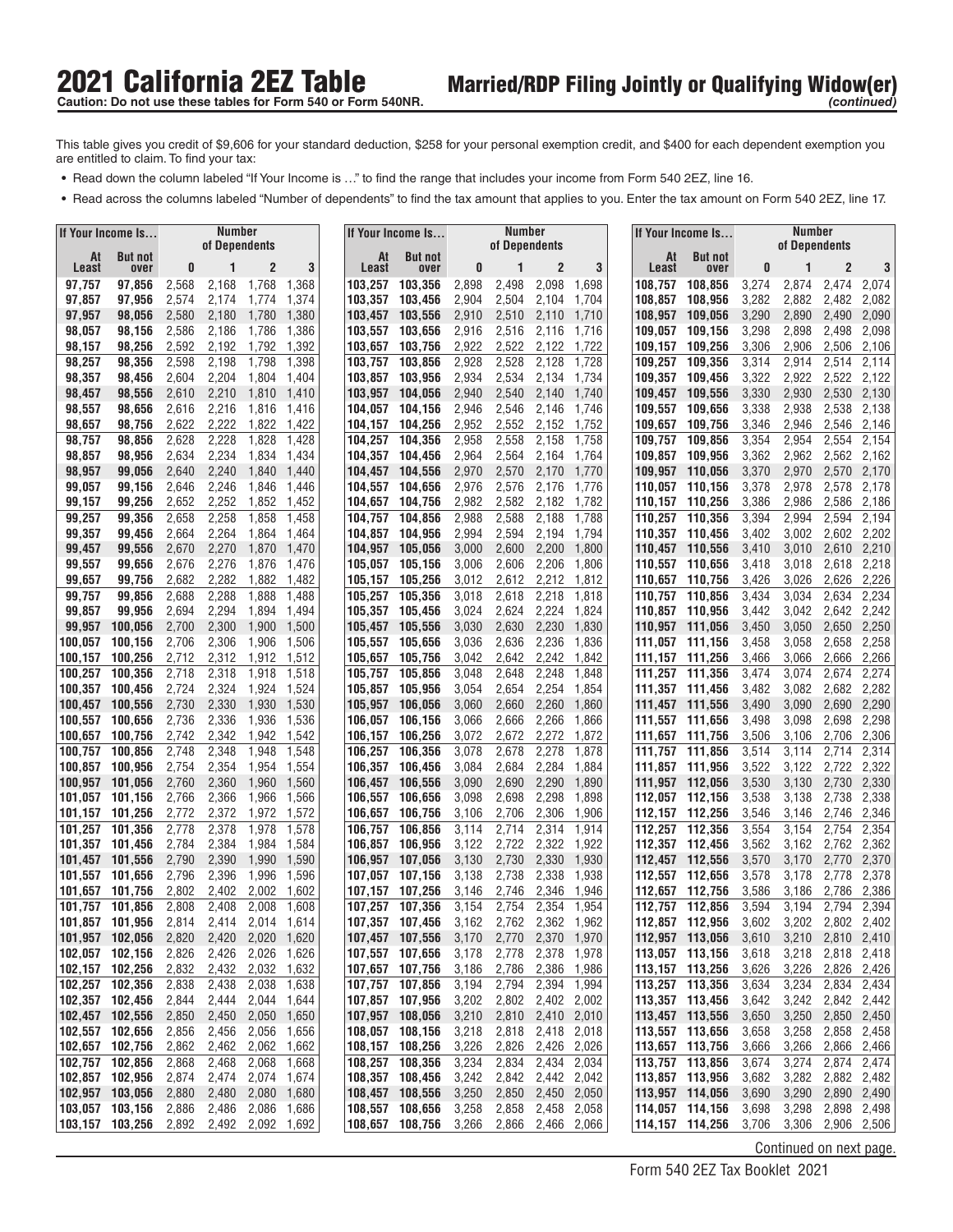# 2021 California 2EZ Table

## Married/RDP Filing Jointly or Qualifying Widow(er) *(continued)*

**Caution: Do not use these tables for Form 540 or Form 540NR.**

This table gives you credit of $9,606 for your standard deduction, $258 for your personal exemption credit, and $400 for each dependent exemption you are entitled to claim. To find your tax:

- Read down the column labeled "If Your Income is …" to find the range that includes your income from Form 540 2EZ, line 16.
- Read across the columns labeled "Number of dependents" to find the tax amount that applies to you. Enter the tax amount on Form 540 2EZ, line 17.

| If Your Income Is… | | Number of Dependents | | | |
|---|---|---|---|---|---|
| At Least | But not over | 0 | 1 | 2 | 3 |
| 97,757 | 97,856 | 2,568 | 2,168 | 1,768 | 1,368 |
| 97,857 | 97,956 | 2,574 | 2,174 | 1,774 | 1,374 |
| 97,957 | 98,056 | 2,580 | 2,180 | 1,780 | 1,380 |
| 98,057 | 98,156 | 2,586 | 2,186 | 1,786 | 1,386 |
| 98,157 | 98,256 | 2,592 | 2,192 | 1,792 | 1,392 |
| 98,257 | 98,356 | 2,598 | 2,198 | 1,798 | 1,398 |
| 98,357 | 98,456 | 2,604 | 2,204 | 1,804 | 1,404 |
| 98,457 | 98,556 | 2,610 | 2,210 | 1,810 | 1,410 |
| 98,557 | 98,656 | 2,616 | 2,216 | 1,816 | 1,416 |
| 98,657 | 98,756 | 2,622 | 2,222 | 1,822 | 1,422 |
| 98,757 | 98,856 | 2,628 | 2,228 | 1,828 | 1,428 |
| 98,857 | 98,956 | 2,634 | 2,234 | 1,834 | 1,434 |
| 98,957 | 99,056 | 2,640 | 2,240 | 1,840 | 1,440 |
| 99,057 | 99,156 | 2,646 | 2,246 | 1,846 | 1,446 |
| 99,157 | 99,256 | 2,652 | 2,252 | 1,852 | 1,452 |
| 99,257 | 99,356 | 2,658 | 2,258 | 1,858 | 1,458 |
| 99,357 | 99,456 | 2,664 | 2,264 | 1,864 | 1,464 |
| 99,457 | 99,556 | 2,670 | 2,270 | 1,870 | 1,470 |
| 99,557 | 99,656 | 2,676 | 2,276 | 1,876 | 1,476 |
| 99,657 | 99,756 | 2,682 | 2,282 | 1,882 | 1,482 |
| 99,757 | 99,856 | 2,688 | 2,288 | 1,888 | 1,488 |
| 99,857 | 99,956 | 2,694 | 2,294 | 1,894 | 1,494 |
| 99,957 | 100,056 | 2,700 | 2,300 | 1,900 | 1,500 |
| 100,057 | 100,156 | 2,706 | 2,306 | 1,906 | 1,506 |
| 100,157 | 100,256 | 2,712 | 2,312 | 1,912 | 1,512 |
| 100,257 | 100,356 | 2,718 | 2,318 | 1,918 | 1,518 |
| 100,357 | 100,456 | 2,724 | 2,324 | 1,924 | 1,524 |
| 100,457 | 100,556 | 2,730 | 2,330 | 1,930 | 1,530 |
| 100,557 | 100,656 | 2,736 | 2,336 | 1,936 | 1,536 |
| 100,657 | 100,756 | 2,742 | 2,342 | 1,942 | 1,542 |
| 100,757 | 100,856 | 2,748 | 2,348 | 1,948 | 1,548 |
| 100,857 | 100,956 | 2,754 | 2,354 | 1,954 | 1,554 |
| 100,957 | 101,056 | 2,760 | 2,360 | 1,960 | 1,560 |
| 101,057 | 101,156 | 2,766 | 2,366 | 1,966 | 1,566 |
| 101,157 | 101,256 | 2,772 | 2,372 | 1,972 | 1,572 |
| 101,257 | 101,356 | 2,778 | 2,378 | 1,978 | 1,578 |
| 101,357 | 101,456 | 2,784 | 2,384 | 1,984 | 1,584 |
| 101,457 | 101,556 | 2,790 | 2,390 | 1,990 | 1,590 |
| 101,557 | 101,656 | 2,796 | 2,396 | 1,996 | 1,596 |
| 101,657 | 101,756 | 2,802 | 2,402 | 2,002 | 1,602 |
| 101,757 | 101,856 | 2,808 | 2,408 | 2,008 | 1,608 |
| 101,857 | 101,956 | 2,814 | 2,414 | 2,014 | 1,614 |
| 101,957 | 102,056 | 2,820 | 2,420 | 2,020 | 1,620 |
| 102,057 | 102,156 | 2,826 | 2,426 | 2,026 | 1,626 |
| 102,157 | 102,256 | 2,832 | 2,432 | 2,032 | 1,632 |
| 102,257 | 102,356 | 2,838 | 2,438 | 2,038 | 1,638 |
| 102,357 | 102,456 | 2,844 | 2,444 | 2,044 | 1,644 |
| 102,457 | 102,556 | 2,850 | 2,450 | 2,050 | 1,650 |
| 102,557 | 102,656 | 2,856 | 2,456 | 2,056 | 1,656 |
| 102,657 | 102,756 | 2,862 | 2,462 | 2,062 | 1,662 |
| 102,757 | 102,856 | 2,868 | 2,468 | 2,068 | 1,668 |
| 102,857 | 102,956 | 2,874 | 2,474 | 2,074 | 1,674 |
| 102,957 | 103,056 | 2,880 | 2,480 | 2,080 | 1,680 |
| 103,057 | 103,156 | 2,886 | 2,486 | 2,086 | 1,686 |
| 103,157 | 103,256 | 2,892 | 2,492 | 2,092 | 1,692 |
| 103,257 | 103,356 | 2,898 | 2,498 | 2,098 | 1,698 |
| 103,357 | 103,456 | 2,904 | 2,504 | 2,104 | 1,704 |
| 103,457 | 103,556 | 2,910 | 2,510 | 2,110 | 1,710 |
| 103,557 | 103,656 | 2,916 | 2,516 | 2,116 | 1,716 |
| 103,657 | 103,756 | 2,922 | 2,522 | 2,122 | 1,722 |
| 103,757 | 103,856 | 2,928 | 2,528 | 2,128 | 1,728 |
| 103,857 | 103,956 | 2,934 | 2,534 | 2,134 | 1,734 |
| 103,957 | 104,056 | 2,940 | 2,540 | 2,140 | 1,740 |
| 104,057 | 104,156 | 2,946 | 2,546 | 2,146 | 1,746 |
| 104,157 | 104,256 | 2,952 | 2,552 | 2,152 | 1,752 |
| 104,257 | 104,356 | 2,958 | 2,558 | 2,158 | 1,758 |
| 104,357 | 104,456 | 2,964 | 2,564 | 2,164 | 1,764 |
| 104,457 | 104,556 | 2,970 | 2,570 | 2,170 | 1,770 |
| 104,557 | 104,656 | 2,976 | 2,576 | 2,176 | 1,776 |
| 104,657 | 104,756 | 2,982 | 2,582 | 2,182 | 1,782 |
| 104,757 | 104,856 | 2,988 | 2,588 | 2,188 | 1,788 |
| 104,857 | 104,956 | 2,994 | 2,594 | 2,194 | 1,794 |
| 104,957 | 105,056 | 3,000 | 2,600 | 2,200 | 1,800 |
| 105,057 | 105,156 | 3,006 | 2,606 | 2,206 | 1,806 |
| 105,157 | 105,256 | 3,012 | 2,612 | 2,212 | 1,812 |
| 105,257 | 105,356 | 3,018 | 2,618 | 2,218 | 1,818 |
| 105,357 | 105,456 | 3,024 | 2,624 | 2,224 | 1,824 |
| 105,457 | 105,556 | 3,030 | 2,630 | 2,230 | 1,830 |
| 105,557 | 105,656 | 3,036 | 2,636 | 2,236 | 1,836 |
| 105,657 | 105,756 | 3,042 | 2,642 | 2,242 | 1,842 |
| 105,757 | 105,856 | 3,048 | 2,648 | 2,248 | 1,848 |
| 105,857 | 105,956 | 3,054 | 2,654 | 2,254 | 1,854 |
| 105,957 | 106,056 | 3,060 | 2,660 | 2,260 | 1,860 |
| 106,057 | 106,156 | 3,066 | 2,666 | 2,266 | 1,866 |
| 106,157 | 106,256 | 3,072 | 2,672 | 2,272 | 1,872 |
| 106,257 | 106,356 | 3,078 | 2,678 | 2,278 | 1,878 |
| 106,357 | 106,456 | 3,084 | 2,684 | 2,284 | 1,884 |
| 106,457 | 106,556 | 3,090 | 2,690 | 2,290 | 1,890 |
| 106,557 | 106,656 | 3,098 | 2,698 | 2,298 | 1,898 |
| 106,657 | 106,756 | 3,106 | 2,706 | 2,306 | 1,906 |
| 106,757 | 106,856 | 3,114 | 2,714 | 2,314 | 1,914 |
| 106,857 | 106,956 | 3,122 | 2,722 | 2,322 | 1,922 |
| 106,957 | 107,056 | 3,130 | 2,730 | 2,330 | 1,930 |
| 107,057 | 107,156 | 3,138 | 2,738 | 2,338 | 1,938 |
| 107,157 | 107,256 | 3,146 | 2,746 | 2,346 | 1,946 |
| 107,257 | 107,356 | 3,154 | 2,754 | 2,354 | 1,954 |
| 107,357 | 107,456 | 3,162 | 2,762 | 2,362 | 1,962 |
| 107,457 | 107,556 | 3,170 | 2,770 | 2,370 | 1,970 |
| 107,557 | 107,656 | 3,178 | 2,778 | 2,378 | 1,978 |
| 107,657 | 107,756 | 3,186 | 2,786 | 2,386 | 1,986 |
| 107,757 | 107,856 | 3,194 | 2,794 | 2,394 | 1,994 |
| 107,857 | 107,956 | 3,202 | 2,802 | 2,402 | 2,002 |
| 107,957 | 108,056 | 3,210 | 2,810 | 2,410 | 2,010 |
| 108,057 | 108,156 | 3,218 | 2,818 | 2,418 | 2,018 |
| 108,157 | 108,256 | 3,226 | 2,826 | 2,426 | 2,026 |
| 108,257 | 108,356 | 3,234 | 2,834 | 2,434 | 2,034 |
| 108,357 | 108,456 | 3,242 | 2,842 | 2,442 | 2,042 |
| 108,457 | 108,556 | 3,250 | 2,850 | 2,450 | 2,050 |
| 108,557 | 108,656 | 3,258 | 2,858 | 2,458 | 2,058 |
| 108,657 | 108,756 | 3,266 | 2,866 | 2,466 | 2,066 |
| 108,757 | 108,856 | 3,274 | 2,874 | 2,474 | 2,074 |
| 108,857 | 108,956 | 3,282 | 2,882 | 2,482 | 2,082 |
| 108,957 | 109,056 | 3,290 | 2,890 | 2,490 | 2,090 |
| 109,057 | 109,156 | 3,298 | 2,898 | 2,498 | 2,098 |
| 109,157 | 109,256 | 3,306 | 2,906 | 2,506 | 2,106 |
| 109,257 | 109,356 | 3,314 | 2,914 | 2,514 | 2,114 |
| 109,357 | 109,456 | 3,322 | 2,922 | 2,522 | 2,122 |
| 109,457 | 109,556 | 3,330 | 2,930 | 2,530 | 2,130 |
| 109,557 | 109,656 | 3,338 | 2,938 | 2,538 | 2,138 |
| 109,657 | 109,756 | 3,346 | 2,946 | 2,546 | 2,146 |
| 109,757 | 109,856 | 3,354 | 2,954 | 2,554 | 2,154 |
| 109,857 | 109,956 | 3,362 | 2,962 | 2,562 | 2,162 |
| 109,957 | 110,056 | 3,370 | 2,970 | 2,570 | 2,170 |
| 110,057 | 110,156 | 3,378 | 2,978 | 2,578 | 2,178 |
| 110,157 | 110,256 | 3,386 | 2,986 | 2,586 | 2,186 |
| 110,257 | 110,356 | 3,394 | 2,994 | 2,594 | 2,194 |
| 110,357 | 110,456 | 3,402 | 3,002 | 2,602 | 2,202 |
| 110,457 | 110,556 | 3,410 | 3,010 | 2,610 | 2,210 |
| 110,557 | 110,656 | 3,418 | 3,018 | 2,618 | 2,218 |
| 110,657 | 110,756 | 3,426 | 3,026 | 2,626 | 2,226 |
| 110,757 | 110,856 | 3,434 | 3,034 | 2,634 | 2,234 |
| 110,857 | 110,956 | 3,442 | 3,042 | 2,642 | 2,242 |
| 110,957 | 111,056 | 3,450 | 3,050 | 2,650 | 2,250 |
| 111,057 | 111,156 | 3,458 | 3,058 | 2,658 | 2,258 |
| 111,157 | 111,256 | 3,466 | 3,066 | 2,666 | 2,266 |
| 111,257 | 111,356 | 3,474 | 3,074 | 2,674 | 2,274 |
| 111,357 | 111,456 | 3,482 | 3,082 | 2,682 | 2,282 |
| 111,457 | 111,556 | 3,490 | 3,090 | 2,690 | 2,290 |
| 111,557 | 111,656 | 3,498 | 3,098 | 2,698 | 2,298 |
| 111,657 | 111,756 | 3,506 | 3,106 | 2,706 | 2,306 |
| 111,757 | 111,856 | 3,514 | 3,114 | 2,714 | 2,314 |
| 111,857 | 111,956 | 3,522 | 3,122 | 2,722 | 2,322 |
| 111,957 | 112,056 | 3,530 | 3,130 | 2,730 | 2,330 |
| 112,057 | 112,156 | 3,538 | 3,138 | 2,738 | 2,338 |
| 112,157 | 112,256 | 3,546 | 3,146 | 2,746 | 2,346 |
| 112,257 | 112,356 | 3,554 | 3,154 | 2,754 | 2,354 |
| 112,357 | 112,456 | 3,562 | 3,162 | 2,762 | 2,362 |
| 112,457 | 112,556 | 3,570 | 3,170 | 2,770 | 2,370 |
| 112,557 | 112,656 | 3,578 | 3,178 | 2,778 | 2,378 |
| 112,657 | 112,756 | 3,586 | 3,186 | 2,786 | 2,386 |
| 112,757 | 112,856 | 3,594 | 3,194 | 2,794 | 2,394 |
| 112,857 | 112,956 | 3,602 | 3,202 | 2,802 | 2,402 |
| 112,957 | 113,056 | 3,610 | 3,210 | 2,810 | 2,410 |
| 113,057 | 113,156 | 3,618 | 3,218 | 2,818 | 2,418 |
| 113,157 | 113,256 | 3,626 | 3,226 | 2,826 | 2,426 |
| 113,257 | 113,356 | 3,634 | 3,234 | 2,834 | 2,434 |
| 113,357 | 113,456 | 3,642 | 3,242 | 2,842 | 2,442 |
| 113,457 | 113,556 | 3,650 | 3,250 | 2,850 | 2,450 |
| 113,557 | 113,656 | 3,658 | 3,258 | 2,858 | 2,458 |
| 113,657 | 113,756 | 3,666 | 3,266 | 2,866 | 2,466 |
| 113,757 | 113,856 | 3,674 | 3,274 | 2,874 | 2,474 |
| 113,857 | 113,956 | 3,682 | 3,282 | 2,882 | 2,482 |
| 113,957 | 114,056 | 3,690 | 3,290 | 2,890 | 2,490 |
| 114,057 | 114,156 | 3,698 | 3,298 | 2,898 | 2,498 |
| 114,157 | 114,256 | 3,706 | 3,306 | 2,906 | 2,506 |

Continued on next page.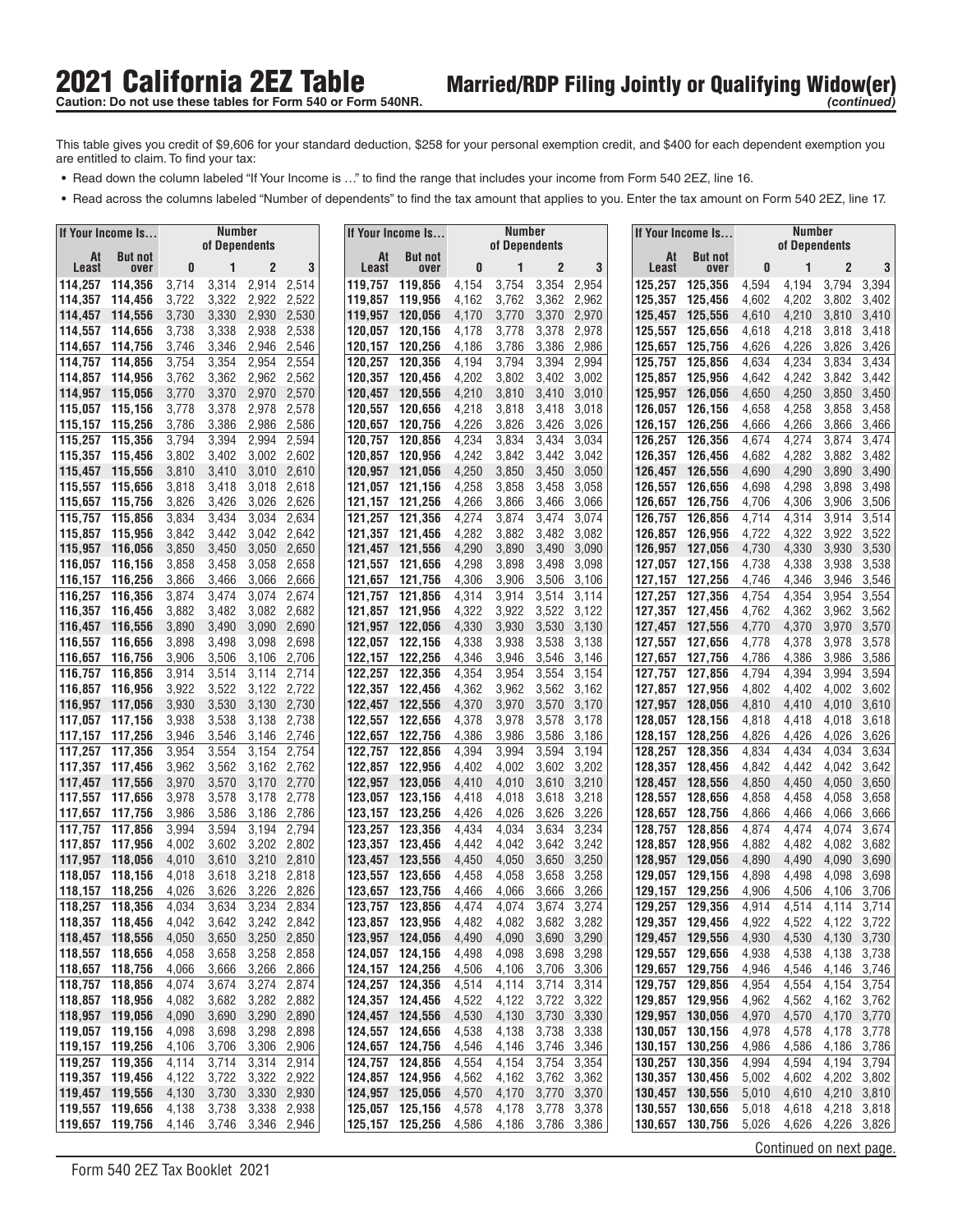# 2021 California 2EZ Table

**Caution: Do not use these tables for Form 540 or Form 540NR.**

## Married/RDP Filing Jointly or Qualifying Widow(er) *(continued)*

This table gives you credit of $9,606 for your standard deduction, $258 for your personal exemption credit, and $400 for each dependent exemption you are entitled to claim. To find your tax:

- Read down the column labeled "If Your Income is …" to find the range that includes your income from Form 540 2EZ, line 16.
- Read across the columns labeled "Number of dependents" to find the tax amount that applies to you. Enter the tax amount on Form 540 2EZ, line 17.

| If Your Income Is... | | Number of Dependents | | | |
|---|---|---|---|---|---|
| At Least | But not over | 0 | 1 | 2 | 3 |
| 114,257 | 114,356 | 3,714 | 3,314 | 2,914 | 2,514 |
| 114,357 | 114,456 | 3,722 | 3,322 | 2,922 | 2,522 |
| 114,457 | 114,556 | 3,730 | 3,330 | 2,930 | 2,530 |
| 114,557 | 114,656 | 3,738 | 3,338 | 2,938 | 2,538 |
| 114,657 | 114,756 | 3,746 | 3,346 | 2,946 | 2,546 |
| 114,757 | 114,856 | 3,754 | 3,354 | 2,954 | 2,554 |
| 114,857 | 114,956 | 3,762 | 3,362 | 2,962 | 2,562 |
| 114,957 | 115,056 | 3,770 | 3,370 | 2,970 | 2,570 |
| 115,057 | 115,156 | 3,778 | 3,378 | 2,978 | 2,578 |
| 115,157 | 115,256 | 3,786 | 3,386 | 2,986 | 2,586 |
| 115,257 | 115,356 | 3,794 | 3,394 | 2,994 | 2,594 |
| 115,357 | 115,456 | 3,802 | 3,402 | 3,002 | 2,602 |
| 115,457 | 115,556 | 3,810 | 3,410 | 3,010 | 2,610 |
| 115,557 | 115,656 | 3,818 | 3,418 | 3,018 | 2,618 |
| 115,657 | 115,756 | 3,826 | 3,426 | 3,026 | 2,626 |
| 115,757 | 115,856 | 3,834 | 3,434 | 3,034 | 2,634 |
| 115,857 | 115,956 | 3,842 | 3,442 | 3,042 | 2,642 |
| 115,957 | 116,056 | 3,850 | 3,450 | 3,050 | 2,650 |
| 116,057 | 116,156 | 3,858 | 3,458 | 3,058 | 2,658 |
| 116,157 | 116,256 | 3,866 | 3,466 | 3,066 | 2,666 |
| 116,257 | 116,356 | 3,874 | 3,474 | 3,074 | 2,674 |
| 116,357 | 116,456 | 3,882 | 3,482 | 3,082 | 2,682 |
| 116,457 | 116,556 | 3,890 | 3,490 | 3,090 | 2,690 |
| 116,557 | 116,656 | 3,898 | 3,498 | 3,098 | 2,698 |
| 116,657 | 116,756 | 3,906 | 3,506 | 3,106 | 2,706 |
| 116,757 | 116,856 | 3,914 | 3,514 | 3,114 | 2,714 |
| 116,857 | 116,956 | 3,922 | 3,522 | 3,122 | 2,722 |
| 116,957 | 117,056 | 3,930 | 3,530 | 3,130 | 2,730 |
| 117,057 | 117,156 | 3,938 | 3,538 | 3,138 | 2,738 |
| 117,157 | 117,256 | 3,946 | 3,546 | 3,146 | 2,746 |
| 117,257 | 117,356 | 3,954 | 3,554 | 3,154 | 2,754 |
| 117,357 | 117,456 | 3,962 | 3,562 | 3,162 | 2,762 |
| 117,457 | 117,556 | 3,970 | 3,570 | 3,170 | 2,770 |
| 117,557 | 117,656 | 3,978 | 3,578 | 3,178 | 2,778 |
| 117,657 | 117,756 | 3,986 | 3,586 | 3,186 | 2,786 |
| 117,757 | 117,856 | 3,994 | 3,594 | 3,194 | 2,794 |
| 117,857 | 117,956 | 4,002 | 3,602 | 3,202 | 2,802 |
| 117,957 | 118,056 | 4,010 | 3,610 | 3,210 | 2,810 |
| 118,057 | 118,156 | 4,018 | 3,618 | 3,218 | 2,818 |
| 118,157 | 118,256 | 4,026 | 3,626 | 3,226 | 2,826 |
| 118,257 | 118,356 | 4,034 | 3,634 | 3,234 | 2,834 |
| 118,357 | 118,456 | 4,042 | 3,642 | 3,242 | 2,842 |
| 118,457 | 118,556 | 4,050 | 3,650 | 3,250 | 2,850 |
| 118,557 | 118,656 | 4,058 | 3,658 | 3,258 | 2,858 |
| 118,657 | 118,756 | 4,066 | 3,666 | 3,266 | 2,866 |
| 118,757 | 118,856 | 4,074 | 3,674 | 3,274 | 2,874 |
| 118,857 | 118,956 | 4,082 | 3,682 | 3,282 | 2,882 |
| 118,957 | 119,056 | 4,090 | 3,690 | 3,290 | 2,890 |
| 119,057 | 119,156 | 4,098 | 3,698 | 3,298 | 2,898 |
| 119,157 | 119,256 | 4,106 | 3,706 | 3,306 | 2,906 |
| 119,257 | 119,356 | 4,114 | 3,714 | 3,314 | 2,914 |
| 119,357 | 119,456 | 4,122 | 3,722 | 3,322 | 2,922 |
| 119,457 | 119,556 | 4,130 | 3,730 | 3,330 | 2,930 |
| 119,557 | 119,656 | 4,138 | 3,738 | 3,338 | 2,938 |
| 119,657 | 119,756 | 4,146 | 3,746 | 3,346 | 2,946 |
| 119,757 | 119,856 | 4,154 | 3,754 | 3,354 | 2,954 |
| 119,857 | 119,956 | 4,162 | 3,762 | 3,362 | 2,962 |
| 119,957 | 120,056 | 4,170 | 3,770 | 3,370 | 2,970 |
| 120,057 | 120,156 | 4,178 | 3,778 | 3,378 | 2,978 |
| 120,157 | 120,256 | 4,186 | 3,786 | 3,386 | 2,986 |
| 120,257 | 120,356 | 4,194 | 3,794 | 3,394 | 2,994 |
| 120,357 | 120,456 | 4,202 | 3,802 | 3,402 | 3,002 |
| 120,457 | 120,556 | 4,210 | 3,810 | 3,410 | 3,010 |
| 120,557 | 120,656 | 4,218 | 3,818 | 3,418 | 3,018 |
| 120,657 | 120,756 | 4,226 | 3,826 | 3,426 | 3,026 |
| 120,757 | 120,856 | 4,234 | 3,834 | 3,434 | 3,034 |
| 120,857 | 120,956 | 4,242 | 3,842 | 3,442 | 3,042 |
| 120,957 | 121,056 | 4,250 | 3,850 | 3,450 | 3,050 |
| 121,057 | 121,156 | 4,258 | 3,858 | 3,458 | 3,058 |
| 121,157 | 121,256 | 4,266 | 3,866 | 3,466 | 3,066 |
| 121,257 | 121,356 | 4,274 | 3,874 | 3,474 | 3,074 |
| 121,357 | 121,456 | 4,282 | 3,882 | 3,482 | 3,082 |
| 121,457 | 121,556 | 4,290 | 3,890 | 3,490 | 3,090 |
| 121,557 | 121,656 | 4,298 | 3,898 | 3,498 | 3,098 |
| 121,657 | 121,756 | 4,306 | 3,906 | 3,506 | 3,106 |
| 121,757 | 121,856 | 4,314 | 3,914 | 3,514 | 3,114 |
| 121,857 | 121,956 | 4,322 | 3,922 | 3,522 | 3,122 |
| 121,957 | 122,056 | 4,330 | 3,930 | 3,530 | 3,130 |
| 122,057 | 122,156 | 4,338 | 3,938 | 3,538 | 3,138 |
| 122,157 | 122,256 | 4,346 | 3,946 | 3,546 | 3,146 |
| 122,257 | 122,356 | 4,354 | 3,954 | 3,554 | 3,154 |
| 122,357 | 122,456 | 4,362 | 3,962 | 3,562 | 3,162 |
| 122,457 | 122,556 | 4,370 | 3,970 | 3,570 | 3,170 |
| 122,557 | 122,656 | 4,378 | 3,978 | 3,578 | 3,178 |
| 122,657 | 122,756 | 4,386 | 3,986 | 3,586 | 3,186 |
| 122,757 | 122,856 | 4,394 | 3,994 | 3,594 | 3,194 |
| 122,857 | 122,956 | 4,402 | 4,002 | 3,602 | 3,202 |
| 122,957 | 123,056 | 4,410 | 4,010 | 3,610 | 3,210 |
| 123,057 | 123,156 | 4,418 | 4,018 | 3,618 | 3,218 |
| 123,157 | 123,256 | 4,426 | 4,026 | 3,626 | 3,226 |
| 123,257 | 123,356 | 4,434 | 4,034 | 3,634 | 3,234 |
| 123,357 | 123,456 | 4,442 | 4,042 | 3,642 | 3,242 |
| 123,457 | 123,556 | 4,450 | 4,050 | 3,650 | 3,250 |
| 123,557 | 123,656 | 4,458 | 4,058 | 3,658 | 3,258 |
| 123,657 | 123,756 | 4,466 | 4,066 | 3,666 | 3,266 |
| 123,757 | 123,856 | 4,474 | 4,074 | 3,674 | 3,274 |
| 123,857 | 123,956 | 4,482 | 4,082 | 3,682 | 3,282 |
| 123,957 | 124,056 | 4,490 | 4,090 | 3,690 | 3,290 |
| 124,057 | 124,156 | 4,498 | 4,098 | 3,698 | 3,298 |
| 124,157 | 124,256 | 4,506 | 4,106 | 3,706 | 3,306 |
| 124,257 | 124,356 | 4,514 | 4,114 | 3,714 | 3,314 |
| 124,357 | 124,456 | 4,522 | 4,122 | 3,722 | 3,322 |
| 124,457 | 124,556 | 4,530 | 4,130 | 3,730 | 3,330 |
| 124,557 | 124,656 | 4,538 | 4,138 | 3,738 | 3,338 |
| 124,657 | 124,756 | 4,546 | 4,146 | 3,746 | 3,346 |
| 124,757 | 124,856 | 4,554 | 4,154 | 3,754 | 3,354 |
| 124,857 | 124,956 | 4,562 | 4,162 | 3,762 | 3,362 |
| 124,957 | 125,056 | 4,570 | 4,170 | 3,770 | 3,370 |
| 125,057 | 125,156 | 4,578 | 4,178 | 3,778 | 3,378 |
| 125,157 | 125,256 | 4,586 | 4,186 | 3,786 | 3,386 |
| 125,257 | 125,356 | 4,594 | 4,194 | 3,794 | 3,394 |
| 125,357 | 125,456 | 4,602 | 4,202 | 3,802 | 3,402 |
| 125,457 | 125,556 | 4,610 | 4,210 | 3,810 | 3,410 |
| 125,557 | 125,656 | 4,618 | 4,218 | 3,818 | 3,418 |
| 125,657 | 125,756 | 4,626 | 4,226 | 3,826 | 3,426 |
| 125,757 | 125,856 | 4,634 | 4,234 | 3,834 | 3,434 |
| 125,857 | 125,956 | 4,642 | 4,242 | 3,842 | 3,442 |
| 125,957 | 126,056 | 4,650 | 4,250 | 3,850 | 3,450 |
| 126,057 | 126,156 | 4,658 | 4,258 | 3,858 | 3,458 |
| 126,157 | 126,256 | 4,666 | 4,266 | 3,866 | 3,466 |
| 126,257 | 126,356 | 4,674 | 4,274 | 3,874 | 3,474 |
| 126,357 | 126,456 | 4,682 | 4,282 | 3,882 | 3,482 |
| 126,457 | 126,556 | 4,690 | 4,290 | 3,890 | 3,490 |
| 126,557 | 126,656 | 4,698 | 4,298 | 3,898 | 3,498 |
| 126,657 | 126,756 | 4,706 | 4,306 | 3,906 | 3,506 |
| 126,757 | 126,856 | 4,714 | 4,314 | 3,914 | 3,514 |
| 126,857 | 126,956 | 4,722 | 4,322 | 3,922 | 3,522 |
| 126,957 | 127,056 | 4,730 | 4,330 | 3,930 | 3,530 |
| 127,057 | 127,156 | 4,738 | 4,338 | 3,938 | 3,538 |
| 127,157 | 127,256 | 4,746 | 4,346 | 3,946 | 3,546 |
| 127,257 | 127,356 | 4,754 | 4,354 | 3,954 | 3,554 |
| 127,357 | 127,456 | 4,762 | 4,362 | 3,962 | 3,562 |
| 127,457 | 127,556 | 4,770 | 4,370 | 3,970 | 3,570 |
| 127,557 | 127,656 | 4,778 | 4,378 | 3,978 | 3,578 |
| 127,657 | 127,756 | 4,786 | 4,386 | 3,986 | 3,586 |
| 127,757 | 127,856 | 4,794 | 4,394 | 3,994 | 3,594 |
| 127,857 | 127,956 | 4,802 | 4,402 | 4,002 | 3,602 |
| 127,957 | 128,056 | 4,810 | 4,410 | 4,010 | 3,610 |
| 128,057 | 128,156 | 4,818 | 4,418 | 4,018 | 3,618 |
| 128,157 | 128,256 | 4,826 | 4,426 | 4,026 | 3,626 |
| 128,257 | 128,356 | 4,834 | 4,434 | 4,034 | 3,634 |
| 128,357 | 128,456 | 4,842 | 4,442 | 4,042 | 3,642 |
| 128,457 | 128,556 | 4,850 | 4,450 | 4,050 | 3,650 |
| 128,557 | 128,656 | 4,858 | 4,458 | 4,058 | 3,658 |
| 128,657 | 128,756 | 4,866 | 4,466 | 4,066 | 3,666 |
| 128,757 | 128,856 | 4,874 | 4,474 | 4,074 | 3,674 |
| 128,857 | 128,956 | 4,882 | 4,482 | 4,082 | 3,682 |
| 128,957 | 129,056 | 4,890 | 4,490 | 4,090 | 3,690 |
| 129,057 | 129,156 | 4,898 | 4,498 | 4,098 | 3,698 |
| 129,157 | 129,256 | 4,906 | 4,506 | 4,106 | 3,706 |
| 129,257 | 129,356 | 4,914 | 4,514 | 4,114 | 3,714 |
| 129,357 | 129,456 | 4,922 | 4,522 | 4,122 | 3,722 |
| 129,457 | 129,556 | 4,930 | 4,530 | 4,130 | 3,730 |
| 129,557 | 129,656 | 4,938 | 4,538 | 4,138 | 3,738 |
| 129,657 | 129,756 | 4,946 | 4,546 | 4,146 | 3,746 |
| 129,757 | 129,856 | 4,954 | 4,554 | 4,154 | 3,754 |
| 129,857 | 129,956 | 4,962 | 4,562 | 4,162 | 3,762 |
| 129,957 | 130,056 | 4,970 | 4,570 | 4,170 | 3,770 |
| 130,057 | 130,156 | 4,978 | 4,578 | 4,178 | 3,778 |
| 130,157 | 130,256 | 4,986 | 4,586 | 4,186 | 3,786 |
| 130,257 | 130,356 | 4,994 | 4,594 | 4,194 | 3,794 |
| 130,357 | 130,456 | 5,002 | 4,602 | 4,202 | 3,802 |
| 130,457 | 130,556 | 5,010 | 4,610 | 4,210 | 3,810 |
| 130,557 | 130,656 | 5,018 | 4,618 | 4,218 | 3,818 |
| 130,657 | 130,756 | 5,026 | 4,626 | 4,226 | 3,826 |

Continued on next page.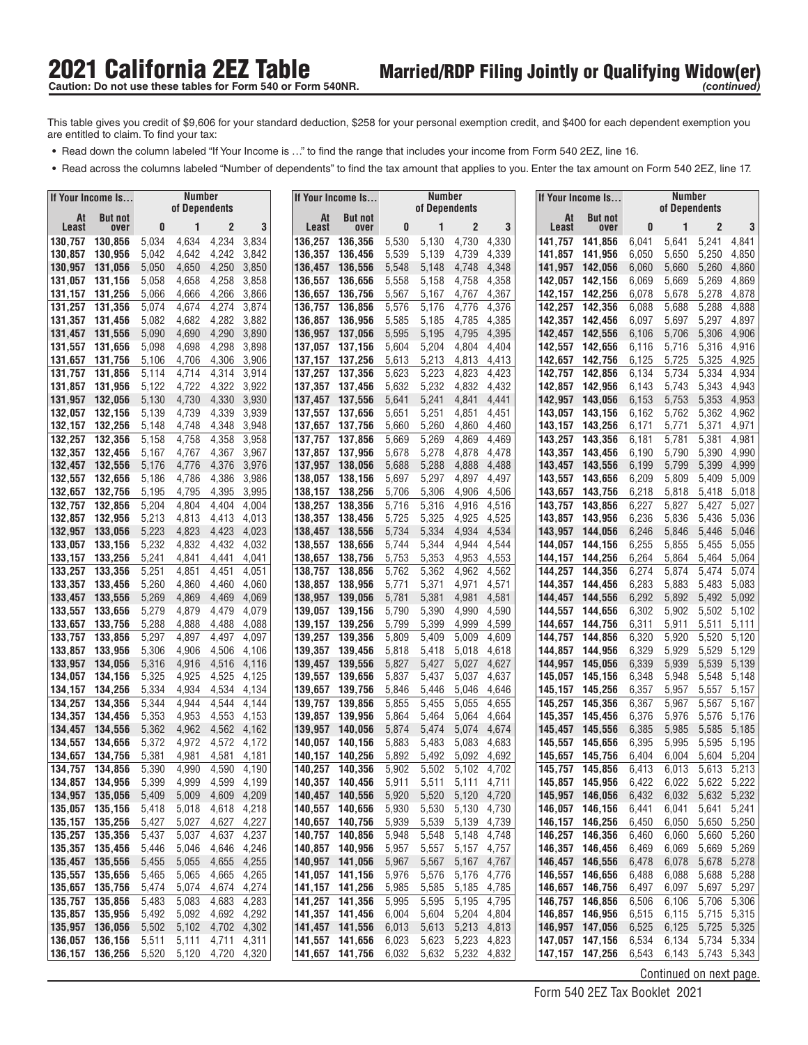# 2021 California 2EZ Table

## Married/RDP Filing Jointly or Qualifying Widow(er) *(continued)*

**Caution: Do not use these tables for Form 540 or Form 540NR.**

This table gives you credit of $9,606 for your standard deduction, $258 for your personal exemption credit, and $400 for each dependent exemption you are entitled to claim. To find your tax:

- Read down the column labeled "If Your Income is …" to find the range that includes your income from Form 540 2EZ, line 16.
- Read across the columns labeled "Number of dependents" to find the tax amount that applies to you. Enter the tax amount on Form 540 2EZ, line 17.

| If Your Income Is… | | Number of Dependents | | | |
|---|---|---|---|---|---|
| At Least | But not over | 0 | 1 | 2 | 3 |
| 130,757 | 130,856 | 5,034 | 4,634 | 4,234 | 3,834 |
| 130,857 | 130,956 | 5,042 | 4,642 | 4,242 | 3,842 |
| 130,957 | 131,056 | 5,050 | 4,650 | 4,250 | 3,850 |
| 131,057 | 131,156 | 5,058 | 4,658 | 4,258 | 3,858 |
| 131,157 | 131,256 | 5,066 | 4,666 | 4,266 | 3,866 |
| 131,257 | 131,356 | 5,074 | 4,674 | 4,274 | 3,874 |
| 131,357 | 131,456 | 5,082 | 4,682 | 4,282 | 3,882 |
| 131,457 | 131,556 | 5,090 | 4,690 | 4,290 | 3,890 |
| 131,557 | 131,656 | 5,098 | 4,698 | 4,298 | 3,898 |
| 131,657 | 131,756 | 5,106 | 4,706 | 4,306 | 3,906 |
| 131,757 | 131,856 | 5,114 | 4,714 | 4,314 | 3,914 |
| 131,857 | 131,956 | 5,122 | 4,722 | 4,322 | 3,922 |
| 131,957 | 132,056 | 5,130 | 4,730 | 4,330 | 3,930 |
| 132,057 | 132,156 | 5,139 | 4,739 | 4,339 | 3,939 |
| 132,157 | 132,256 | 5,148 | 4,748 | 4,348 | 3,948 |
| 132,257 | 132,356 | 5,158 | 4,758 | 4,358 | 3,958 |
| 132,357 | 132,456 | 5,167 | 4,767 | 4,367 | 3,967 |
| 132,457 | 132,556 | 5,176 | 4,776 | 4,376 | 3,976 |
| 132,557 | 132,656 | 5,186 | 4,786 | 4,386 | 3,986 |
| 132,657 | 132,756 | 5,195 | 4,795 | 4,395 | 3,995 |
| 132,757 | 132,856 | 5,204 | 4,804 | 4,404 | 4,004 |
| 132,857 | 132,956 | 5,213 | 4,813 | 4,413 | 4,013 |
| 132,957 | 133,056 | 5,223 | 4,823 | 4,423 | 4,023 |
| 133,057 | 133,156 | 5,232 | 4,832 | 4,432 | 4,032 |
| 133,157 | 133,256 | 5,241 | 4,841 | 4,441 | 4,041 |
| 133,257 | 133,356 | 5,251 | 4,851 | 4,451 | 4,051 |
| 133,357 | 133,456 | 5,260 | 4,860 | 4,460 | 4,060 |
| 133,457 | 133,556 | 5,269 | 4,869 | 4,469 | 4,069 |
| 133,557 | 133,656 | 5,279 | 4,879 | 4,479 | 4,079 |
| 133,657 | 133,756 | 5,288 | 4,888 | 4,488 | 4,088 |
| 133,757 | 133,856 | 5,297 | 4,897 | 4,497 | 4,097 |
| 133,857 | 133,956 | 5,306 | 4,906 | 4,506 | 4,106 |
| 133,957 | 134,056 | 5,316 | 4,916 | 4,516 | 4,116 |
| 134,057 | 134,156 | 5,325 | 4,925 | 4,525 | 4,125 |
| 134,157 | 134,256 | 5,334 | 4,934 | 4,534 | 4,134 |
| 134,257 | 134,356 | 5,344 | 4,944 | 4,544 | 4,144 |
| 134,357 | 134,456 | 5,353 | 4,953 | 4,553 | 4,153 |
| 134,457 | 134,556 | 5,362 | 4,962 | 4,562 | 4,162 |
| 134,557 | 134,656 | 5,372 | 4,972 | 4,572 | 4,172 |
| 134,657 | 134,756 | 5,381 | 4,981 | 4,581 | 4,181 |
| 134,757 | 134,856 | 5,390 | 4,990 | 4,590 | 4,190 |
| 134,857 | 134,956 | 5,399 | 4,999 | 4,599 | 4,199 |
| 134,957 | 135,056 | 5,409 | 5,009 | 4,609 | 4,209 |
| 135,057 | 135,156 | 5,418 | 5,018 | 4,618 | 4,218 |
| 135,157 | 135,256 | 5,427 | 5,027 | 4,627 | 4,227 |
| 135,257 | 135,356 | 5,437 | 5,037 | 4,637 | 4,237 |
| 135,357 | 135,456 | 5,446 | 5,046 | 4,646 | 4,246 |
| 135,457 | 135,556 | 5,455 | 5,055 | 4,655 | 4,255 |
| 135,557 | 135,656 | 5,465 | 5,065 | 4,665 | 4,265 |
| 135,657 | 135,756 | 5,474 | 5,074 | 4,674 | 4,274 |
| 135,757 | 135,856 | 5,483 | 5,083 | 4,683 | 4,283 |
| 135,857 | 135,956 | 5,492 | 5,092 | 4,692 | 4,292 |
| 135,957 | 136,056 | 5,502 | 5,102 | 4,702 | 4,302 |
| 136,057 | 136,156 | 5,511 | 5,111 | 4,711 | 4,311 |
| 136,157 | 136,256 | 5,520 | 5,120 | 4,720 | 4,320 |
| 136,257 | 136,356 | 5,530 | 5,130 | 4,730 | 4,330 |
| 136,357 | 136,456 | 5,539 | 5,139 | 4,739 | 4,339 |
| 136,457 | 136,556 | 5,548 | 5,148 | 4,748 | 4,348 |
| 136,557 | 136,656 | 5,558 | 5,158 | 4,758 | 4,358 |
| 136,657 | 136,756 | 5,567 | 5,167 | 4,767 | 4,367 |
| 136,757 | 136,856 | 5,576 | 5,176 | 4,776 | 4,376 |
| 136,857 | 136,956 | 5,585 | 5,185 | 4,785 | 4,385 |
| 136,957 | 137,056 | 5,595 | 5,195 | 4,795 | 4,395 |
| 137,057 | 137,156 | 5,604 | 5,204 | 4,804 | 4,404 |
| 137,157 | 137,256 | 5,613 | 5,213 | 4,813 | 4,413 |
| 137,257 | 137,356 | 5,623 | 5,223 | 4,823 | 4,423 |
| 137,357 | 137,456 | 5,632 | 5,232 | 4,832 | 4,432 |
| 137,457 | 137,556 | 5,641 | 5,241 | 4,841 | 4,441 |
| 137,557 | 137,656 | 5,651 | 5,251 | 4,851 | 4,451 |
| 137,657 | 137,756 | 5,660 | 5,260 | 4,860 | 4,460 |
| 137,757 | 137,856 | 5,669 | 5,269 | 4,869 | 4,469 |
| 137,857 | 137,956 | 5,678 | 5,278 | 4,878 | 4,478 |
| 137,957 | 138,056 | 5,688 | 5,288 | 4,888 | 4,488 |
| 138,057 | 138,156 | 5,697 | 5,297 | 4,897 | 4,497 |
| 138,157 | 138,256 | 5,706 | 5,306 | 4,906 | 4,506 |
| 138,257 | 138,356 | 5,716 | 5,316 | 4,916 | 4,516 |
| 138,357 | 138,456 | 5,725 | 5,325 | 4,925 | 4,525 |
| 138,457 | 138,556 | 5,734 | 5,334 | 4,934 | 4,534 |
| 138,557 | 138,656 | 5,744 | 5,344 | 4,944 | 4,544 |
| 138,657 | 138,756 | 5,753 | 5,353 | 4,953 | 4,553 |
| 138,757 | 138,856 | 5,762 | 5,362 | 4,962 | 4,562 |
| 138,857 | 138,956 | 5,771 | 5,371 | 4,971 | 4,571 |
| 138,957 | 139,056 | 5,781 | 5,381 | 4,981 | 4,581 |
| 139,057 | 139,156 | 5,790 | 5,390 | 4,990 | 4,590 |
| 139,157 | 139,256 | 5,799 | 5,399 | 4,999 | 4,599 |
| 139,257 | 139,356 | 5,809 | 5,409 | 5,009 | 4,609 |
| 139,357 | 139,456 | 5,818 | 5,418 | 5,018 | 4,618 |
| 139,457 | 139,556 | 5,827 | 5,427 | 5,027 | 4,627 |
| 139,557 | 139,656 | 5,837 | 5,437 | 5,037 | 4,637 |
| 139,657 | 139,756 | 5,846 | 5,446 | 5,046 | 4,646 |
| 139,757 | 139,856 | 5,855 | 5,455 | 5,055 | 4,655 |
| 139,857 | 139,956 | 5,864 | 5,464 | 5,064 | 4,664 |
| 139,957 | 140,056 | 5,874 | 5,474 | 5,074 | 4,674 |
| 140,057 | 140,156 | 5,883 | 5,483 | 5,083 | 4,683 |
| 140,157 | 140,256 | 5,892 | 5,492 | 5,092 | 4,692 |
| 140,257 | 140,356 | 5,902 | 5,502 | 5,102 | 4,702 |
| 140,357 | 140,456 | 5,911 | 5,511 | 5,111 | 4,711 |
| 140,457 | 140,556 | 5,920 | 5,520 | 5,120 | 4,720 |
| 140,557 | 140,656 | 5,930 | 5,530 | 5,130 | 4,730 |
| 140,657 | 140,756 | 5,939 | 5,539 | 5,139 | 4,739 |
| 140,757 | 140,856 | 5,948 | 5,548 | 5,148 | 4,748 |
| 140,857 | 140,956 | 5,957 | 5,557 | 5,157 | 4,757 |
| 140,957 | 141,056 | 5,967 | 5,567 | 5,167 | 4,767 |
| 141,057 | 141,156 | 5,976 | 5,576 | 5,176 | 4,776 |
| 141,157 | 141,256 | 5,985 | 5,585 | 5,185 | 4,785 |
| 141,257 | 141,356 | 5,995 | 5,595 | 5,195 | 4,795 |
| 141,357 | 141,456 | 6,004 | 5,604 | 5,204 | 4,804 |
| 141,457 | 141,556 | 6,013 | 5,613 | 5,213 | 4,813 |
| 141,557 | 141,656 | 6,023 | 5,623 | 5,223 | 4,823 |
| 141,657 | 141,756 | 6,032 | 5,632 | 5,232 | 4,832 |
| 141,757 | 141,856 | 6,041 | 5,641 | 5,241 | 4,841 |
| 141,857 | 141,956 | 6,050 | 5,650 | 5,250 | 4,850 |
| 141,957 | 142,056 | 6,060 | 5,660 | 5,260 | 4,860 |
| 142,057 | 142,156 | 6,069 | 5,669 | 5,269 | 4,869 |
| 142,157 | 142,256 | 6,078 | 5,678 | 5,278 | 4,878 |
| 142,257 | 142,356 | 6,088 | 5,688 | 5,288 | 4,888 |
| 142,357 | 142,456 | 6,097 | 5,697 | 5,297 | 4,897 |
| 142,457 | 142,556 | 6,106 | 5,706 | 5,306 | 4,906 |
| 142,557 | 142,656 | 6,116 | 5,716 | 5,316 | 4,916 |
| 142,657 | 142,756 | 6,125 | 5,725 | 5,325 | 4,925 |
| 142,757 | 142,856 | 6,134 | 5,734 | 5,334 | 4,934 |
| 142,857 | 142,956 | 6,143 | 5,743 | 5,343 | 4,943 |
| 142,957 | 143,056 | 6,153 | 5,753 | 5,353 | 4,953 |
| 143,057 | 143,156 | 6,162 | 5,762 | 5,362 | 4,962 |
| 143,157 | 143,256 | 6,171 | 5,771 | 5,371 | 4,971 |
| 143,257 | 143,356 | 6,181 | 5,781 | 5,381 | 4,981 |
| 143,357 | 143,456 | 6,190 | 5,790 | 5,390 | 4,990 |
| 143,457 | 143,556 | 6,199 | 5,799 | 5,399 | 4,999 |
| 143,557 | 143,656 | 6,209 | 5,809 | 5,409 | 5,009 |
| 143,657 | 143,756 | 6,218 | 5,818 | 5,418 | 5,018 |
| 143,757 | 143,856 | 6,227 | 5,827 | 5,427 | 5,027 |
| 143,857 | 143,956 | 6,236 | 5,836 | 5,436 | 5,036 |
| 143,957 | 144,056 | 6,246 | 5,846 | 5,446 | 5,046 |
| 144,057 | 144,156 | 6,255 | 5,855 | 5,455 | 5,055 |
| 144,157 | 144,256 | 6,264 | 5,864 | 5,464 | 5,064 |
| 144,257 | 144,356 | 6,274 | 5,874 | 5,474 | 5,074 |
| 144,357 | 144,456 | 6,283 | 5,883 | 5,483 | 5,083 |
| 144,457 | 144,556 | 6,292 | 5,892 | 5,492 | 5,092 |
| 144,557 | 144,656 | 6,302 | 5,902 | 5,502 | 5,102 |
| 144,657 | 144,756 | 6,311 | 5,911 | 5,511 | 5,111 |
| 144,757 | 144,856 | 6,320 | 5,920 | 5,520 | 5,120 |
| 144,857 | 144,956 | 6,329 | 5,929 | 5,529 | 5,129 |
| 144,957 | 145,056 | 6,339 | 5,939 | 5,539 | 5,139 |
| 145,057 | 145,156 | 6,348 | 5,948 | 5,548 | 5,148 |
| 145,157 | 145,256 | 6,357 | 5,957 | 5,557 | 5,157 |
| 145,257 | 145,356 | 6,367 | 5,967 | 5,567 | 5,167 |
| 145,357 | 145,456 | 6,376 | 5,976 | 5,576 | 5,176 |
| 145,457 | 145,556 | 6,385 | 5,985 | 5,585 | 5,185 |
| 145,557 | 145,656 | 6,395 | 5,995 | 5,595 | 5,195 |
| 145,657 | 145,756 | 6,404 | 6,004 | 5,604 | 5,204 |
| 145,757 | 145,856 | 6,413 | 6,013 | 5,613 | 5,213 |
| 145,857 | 145,956 | 6,422 | 6,022 | 5,622 | 5,222 |
| 145,957 | 146,056 | 6,432 | 6,032 | 5,632 | 5,232 |
| 146,057 | 146,156 | 6,441 | 6,041 | 5,641 | 5,241 |
| 146,157 | 146,256 | 6,450 | 6,050 | 5,650 | 5,250 |
| 146,257 | 146,356 | 6,460 | 6,060 | 5,660 | 5,260 |
| 146,357 | 146,456 | 6,469 | 6,069 | 5,669 | 5,269 |
| 146,457 | 146,556 | 6,478 | 6,078 | 5,678 | 5,278 |
| 146,557 | 146,656 | 6,488 | 6,088 | 5,688 | 5,288 |
| 146,657 | 146,756 | 6,497 | 6,097 | 5,697 | 5,297 |
| 146,757 | 146,856 | 6,506 | 6,106 | 5,706 | 5,306 |
| 146,857 | 146,956 | 6,515 | 6,115 | 5,715 | 5,315 |
| 146,957 | 147,056 | 6,525 | 6,125 | 5,725 | 5,325 |
| 147,057 | 147,156 | 6,534 | 6,134 | 5,734 | 5,334 |
| 147,157 | 147,256 | 6,543 | 6,143 | 5,743 | 5,343 |

Continued on next page.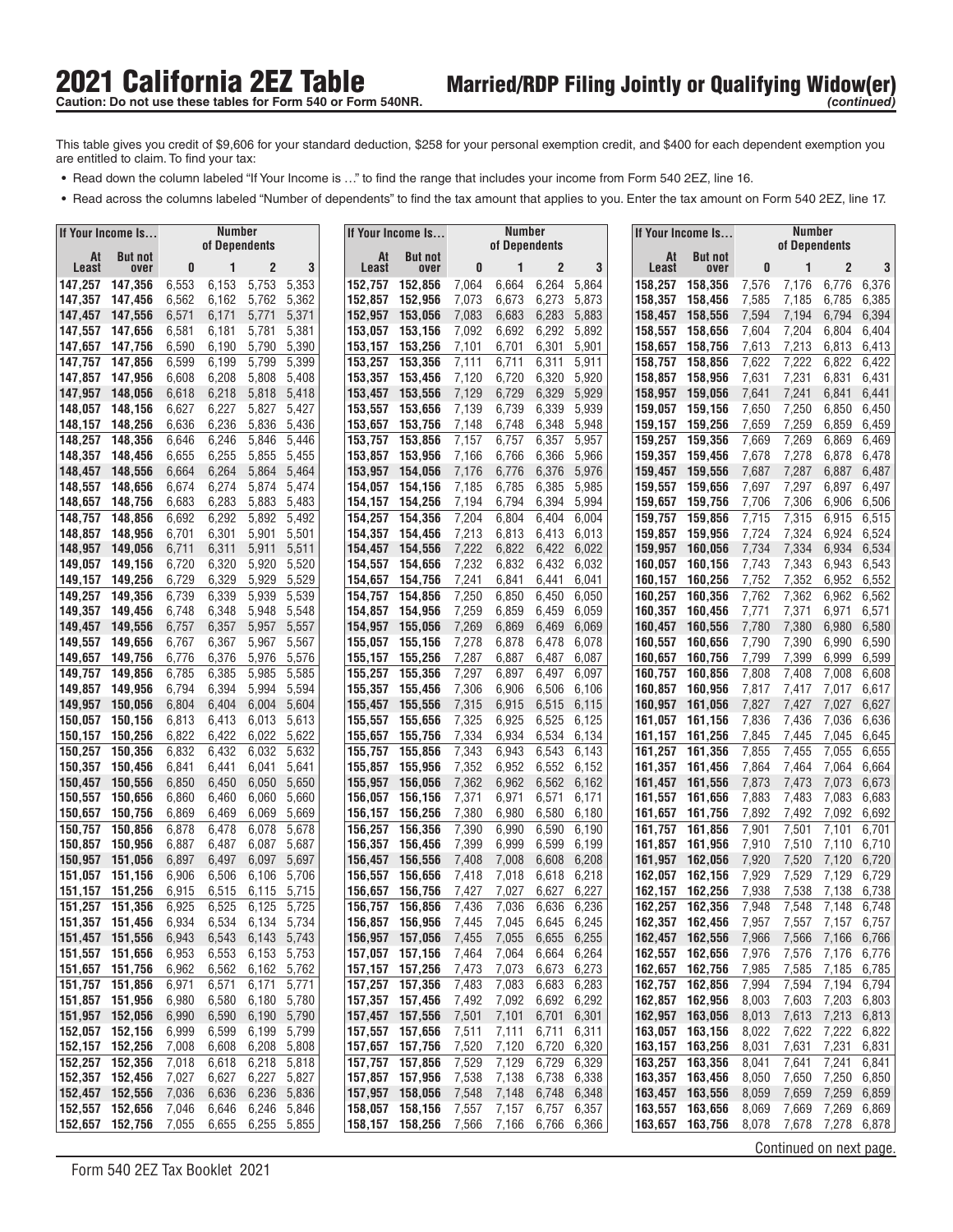# 2021 California 2EZ Table

## Married/RDP Filing Jointly or Qualifying Widow(er) *(continued)*

**Caution: Do not use these tables for Form 540 or Form 540NR.**

This table gives you credit of $9,606 for your standard deduction, $258 for your personal exemption credit, and $400 for each dependent exemption you are entitled to claim. To find your tax:

- Read down the column labeled "If Your Income is …" to find the range that includes your income from Form 540 2EZ, line 16.
- Read across the columns labeled "Number of dependents" to find the tax amount that applies to you. Enter the tax amount on Form 540 2EZ, line 17.

| If Your Income Is... | | Number of Dependents | | | |
|---|---|---|---|---|---|
| At Least | But not over | 0 | 1 | 2 | 3 |
| 147,257 | 147,356 | 6,553 | 6,153 | 5,753 | 5,353 |
| 147,357 | 147,456 | 6,562 | 6,162 | 5,762 | 5,362 |
| 147,457 | 147,556 | 6,571 | 6,171 | 5,771 | 5,371 |
| 147,557 | 147,656 | 6,581 | 6,181 | 5,781 | 5,381 |
| 147,657 | 147,756 | 6,590 | 6,190 | 5,790 | 5,390 |
| 147,757 | 147,856 | 6,599 | 6,199 | 5,799 | 5,399 |
| 147,857 | 147,956 | 6,608 | 6,208 | 5,808 | 5,408 |
| 147,957 | 148,056 | 6,618 | 6,218 | 5,818 | 5,418 |
| 148,057 | 148,156 | 6,627 | 6,227 | 5,827 | 5,427 |
| 148,157 | 148,256 | 6,636 | 6,236 | 5,836 | 5,436 |
| 148,257 | 148,356 | 6,646 | 6,246 | 5,846 | 5,446 |
| 148,357 | 148,456 | 6,655 | 6,255 | 5,855 | 5,455 |
| 148,457 | 148,556 | 6,664 | 6,264 | 5,864 | 5,464 |
| 148,557 | 148,656 | 6,674 | 6,274 | 5,874 | 5,474 |
| 148,657 | 148,756 | 6,683 | 6,283 | 5,883 | 5,483 |
| 148,757 | 148,856 | 6,692 | 6,292 | 5,892 | 5,492 |
| 148,857 | 148,956 | 6,701 | 6,301 | 5,901 | 5,501 |
| 148,957 | 149,056 | 6,711 | 6,311 | 5,911 | 5,511 |
| 149,057 | 149,156 | 6,720 | 6,320 | 5,920 | 5,520 |
| 149,157 | 149,256 | 6,729 | 6,329 | 5,929 | 5,529 |
| 149,257 | 149,356 | 6,739 | 6,339 | 5,939 | 5,539 |
| 149,357 | 149,456 | 6,748 | 6,348 | 5,948 | 5,548 |
| 149,457 | 149,556 | 6,757 | 6,357 | 5,957 | 5,557 |
| 149,557 | 149,656 | 6,767 | 6,367 | 5,967 | 5,567 |
| 149,657 | 149,756 | 6,776 | 6,376 | 5,976 | 5,576 |
| 149,757 | 149,856 | 6,785 | 6,385 | 5,985 | 5,585 |
| 149,857 | 149,956 | 6,794 | 6,394 | 5,994 | 5,594 |
| 149,957 | 150,056 | 6,804 | 6,404 | 6,004 | 5,604 |
| 150,057 | 150,156 | 6,813 | 6,413 | 6,013 | 5,613 |
| 150,157 | 150,256 | 6,822 | 6,422 | 6,022 | 5,622 |
| 150,257 | 150,356 | 6,832 | 6,432 | 6,032 | 5,632 |
| 150,357 | 150,456 | 6,841 | 6,441 | 6,041 | 5,641 |
| 150,457 | 150,556 | 6,850 | 6,450 | 6,050 | 5,650 |
| 150,557 | 150,656 | 6,860 | 6,460 | 6,060 | 5,660 |
| 150,657 | 150,756 | 6,869 | 6,469 | 6,069 | 5,669 |
| 150,757 | 150,856 | 6,878 | 6,478 | 6,078 | 5,678 |
| 150,857 | 150,956 | 6,887 | 6,487 | 6,087 | 5,687 |
| 150,957 | 151,056 | 6,897 | 6,497 | 6,097 | 5,697 |
| 151,057 | 151,156 | 6,906 | 6,506 | 6,106 | 5,706 |
| 151,157 | 151,256 | 6,915 | 6,515 | 6,115 | 5,715 |
| 151,257 | 151,356 | 6,925 | 6,525 | 6,125 | 5,725 |
| 151,357 | 151,456 | 6,934 | 6,534 | 6,134 | 5,734 |
| 151,457 | 151,556 | 6,943 | 6,543 | 6,143 | 5,743 |
| 151,557 | 151,656 | 6,953 | 6,553 | 6,153 | 5,753 |
| 151,657 | 151,756 | 6,962 | 6,562 | 6,162 | 5,762 |
| 151,757 | 151,856 | 6,971 | 6,571 | 6,171 | 5,771 |
| 151,857 | 151,956 | 6,980 | 6,580 | 6,180 | 5,780 |
| 151,957 | 152,056 | 6,990 | 6,590 | 6,190 | 5,790 |
| 152,057 | 152,156 | 6,999 | 6,599 | 6,199 | 5,799 |
| 152,157 | 152,256 | 7,008 | 6,608 | 6,208 | 5,808 |
| 152,257 | 152,356 | 7,018 | 6,618 | 6,218 | 5,818 |
| 152,357 | 152,456 | 7,027 | 6,627 | 6,227 | 5,827 |
| 152,457 | 152,556 | 7,036 | 6,636 | 6,236 | 5,836 |
| 152,557 | 152,656 | 7,046 | 6,646 | 6,246 | 5,846 |
| 152,657 | 152,756 | 7,055 | 6,655 | 6,255 | 5,855 |
| 152,757 | 152,856 | 7,064 | 6,664 | 6,264 | 5,864 |
| 152,857 | 152,956 | 7,073 | 6,673 | 6,273 | 5,873 |
| 152,957 | 153,056 | 7,083 | 6,683 | 6,283 | 5,883 |
| 153,057 | 153,156 | 7,092 | 6,692 | 6,292 | 5,892 |
| 153,157 | 153,256 | 7,101 | 6,701 | 6,301 | 5,901 |
| 153,257 | 153,356 | 7,111 | 6,711 | 6,311 | 5,911 |
| 153,357 | 153,456 | 7,120 | 6,720 | 6,320 | 5,920 |
| 153,457 | 153,556 | 7,129 | 6,729 | 6,329 | 5,929 |
| 153,557 | 153,656 | 7,139 | 6,739 | 6,339 | 5,939 |
| 153,657 | 153,756 | 7,148 | 6,748 | 6,348 | 5,948 |
| 153,757 | 153,856 | 7,157 | 6,757 | 6,357 | 5,957 |
| 153,857 | 153,956 | 7,166 | 6,766 | 6,366 | 5,966 |
| 153,957 | 154,056 | 7,176 | 6,776 | 6,376 | 5,976 |
| 154,057 | 154,156 | 7,185 | 6,785 | 6,385 | 5,985 |
| 154,157 | 154,256 | 7,194 | 6,794 | 6,394 | 5,994 |
| 154,257 | 154,356 | 7,204 | 6,804 | 6,404 | 6,004 |
| 154,357 | 154,456 | 7,213 | 6,813 | 6,413 | 6,013 |
| 154,457 | 154,556 | 7,222 | 6,822 | 6,422 | 6,022 |
| 154,557 | 154,656 | 7,232 | 6,832 | 6,432 | 6,032 |
| 154,657 | 154,756 | 7,241 | 6,841 | 6,441 | 6,041 |
| 154,757 | 154,856 | 7,250 | 6,850 | 6,450 | 6,050 |
| 154,857 | 154,956 | 7,259 | 6,859 | 6,459 | 6,059 |
| 154,957 | 155,056 | 7,269 | 6,869 | 6,469 | 6,069 |
| 155,057 | 155,156 | 7,278 | 6,878 | 6,478 | 6,078 |
| 155,157 | 155,256 | 7,287 | 6,887 | 6,487 | 6,087 |
| 155,257 | 155,356 | 7,297 | 6,897 | 6,497 | 6,097 |
| 155,357 | 155,456 | 7,306 | 6,906 | 6,506 | 6,106 |
| 155,457 | 155,556 | 7,315 | 6,915 | 6,515 | 6,115 |
| 155,557 | 155,656 | 7,325 | 6,925 | 6,525 | 6,125 |
| 155,657 | 155,756 | 7,334 | 6,934 | 6,534 | 6,134 |
| 155,757 | 155,856 | 7,343 | 6,943 | 6,543 | 6,143 |
| 155,857 | 155,956 | 7,352 | 6,952 | 6,552 | 6,152 |
| 155,957 | 156,056 | 7,362 | 6,962 | 6,562 | 6,162 |
| 156,057 | 156,156 | 7,371 | 6,971 | 6,571 | 6,171 |
| 156,157 | 156,256 | 7,380 | 6,980 | 6,580 | 6,180 |
| 156,257 | 156,356 | 7,390 | 6,990 | 6,590 | 6,190 |
| 156,357 | 156,456 | 7,399 | 6,999 | 6,599 | 6,199 |
| 156,457 | 156,556 | 7,408 | 7,008 | 6,608 | 6,208 |
| 156,557 | 156,656 | 7,418 | 7,018 | 6,618 | 6,218 |
| 156,657 | 156,756 | 7,427 | 7,027 | 6,627 | 6,227 |
| 156,757 | 156,856 | 7,436 | 7,036 | 6,636 | 6,236 |
| 156,857 | 156,956 | 7,445 | 7,045 | 6,645 | 6,245 |
| 156,957 | 157,056 | 7,455 | 7,055 | 6,655 | 6,255 |
| 157,057 | 157,156 | 7,464 | 7,064 | 6,664 | 6,264 |
| 157,157 | 157,256 | 7,473 | 7,073 | 6,673 | 6,273 |
| 157,257 | 157,356 | 7,483 | 7,083 | 6,683 | 6,283 |
| 157,357 | 157,456 | 7,492 | 7,092 | 6,692 | 6,292 |
| 157,457 | 157,556 | 7,501 | 7,101 | 6,701 | 6,301 |
| 157,557 | 157,656 | 7,511 | 7,111 | 6,711 | 6,311 |
| 157,657 | 157,756 | 7,520 | 7,120 | 6,720 | 6,320 |
| 157,757 | 157,856 | 7,529 | 7,129 | 6,729 | 6,329 |
| 157,857 | 157,956 | 7,538 | 7,138 | 6,738 | 6,338 |
| 157,957 | 158,056 | 7,548 | 7,148 | 6,748 | 6,348 |
| 158,057 | 158,156 | 7,557 | 7,157 | 6,757 | 6,357 |
| 158,157 | 158,256 | 7,566 | 7,166 | 6,766 | 6,366 |
| 158,257 | 158,356 | 7,576 | 7,176 | 6,776 | 6,376 |
| 158,357 | 158,456 | 7,585 | 7,185 | 6,785 | 6,385 |
| 158,457 | 158,556 | 7,594 | 7,194 | 6,794 | 6,394 |
| 158,557 | 158,656 | 7,604 | 7,204 | 6,804 | 6,404 |
| 158,657 | 158,756 | 7,613 | 7,213 | 6,813 | 6,413 |
| 158,757 | 158,856 | 7,622 | 7,222 | 6,822 | 6,422 |
| 158,857 | 158,956 | 7,631 | 7,231 | 6,831 | 6,431 |
| 158,957 | 159,056 | 7,641 | 7,241 | 6,841 | 6,441 |
| 159,057 | 159,156 | 7,650 | 7,250 | 6,850 | 6,450 |
| 159,157 | 159,256 | 7,659 | 7,259 | 6,859 | 6,459 |
| 159,257 | 159,356 | 7,669 | 7,269 | 6,869 | 6,469 |
| 159,357 | 159,456 | 7,678 | 7,278 | 6,878 | 6,478 |
| 159,457 | 159,556 | 7,687 | 7,287 | 6,887 | 6,487 |
| 159,557 | 159,656 | 7,697 | 7,297 | 6,897 | 6,497 |
| 159,657 | 159,756 | 7,706 | 7,306 | 6,906 | 6,506 |
| 159,757 | 159,856 | 7,715 | 7,315 | 6,915 | 6,515 |
| 159,857 | 159,956 | 7,724 | 7,324 | 6,924 | 6,524 |
| 159,957 | 160,056 | 7,734 | 7,334 | 6,934 | 6,534 |
| 160,057 | 160,156 | 7,743 | 7,343 | 6,943 | 6,543 |
| 160,157 | 160,256 | 7,752 | 7,352 | 6,952 | 6,552 |
| 160,257 | 160,356 | 7,762 | 7,362 | 6,962 | 6,562 |
| 160,357 | 160,456 | 7,771 | 7,371 | 6,971 | 6,571 |
| 160,457 | 160,556 | 7,780 | 7,380 | 6,980 | 6,580 |
| 160,557 | 160,656 | 7,790 | 7,390 | 6,990 | 6,590 |
| 160,657 | 160,756 | 7,799 | 7,399 | 6,999 | 6,599 |
| 160,757 | 160,856 | 7,808 | 7,408 | 7,008 | 6,608 |
| 160,857 | 160,956 | 7,817 | 7,417 | 7,017 | 6,617 |
| 160,957 | 161,056 | 7,827 | 7,427 | 7,027 | 6,627 |
| 161,057 | 161,156 | 7,836 | 7,436 | 7,036 | 6,636 |
| 161,157 | 161,256 | 7,845 | 7,445 | 7,045 | 6,645 |
| 161,257 | 161,356 | 7,855 | 7,455 | 7,055 | 6,655 |
| 161,357 | 161,456 | 7,864 | 7,464 | 7,064 | 6,664 |
| 161,457 | 161,556 | 7,873 | 7,473 | 7,073 | 6,673 |
| 161,557 | 161,656 | 7,883 | 7,483 | 7,083 | 6,683 |
| 161,657 | 161,756 | 7,892 | 7,492 | 7,092 | 6,692 |
| 161,757 | 161,856 | 7,901 | 7,501 | 7,101 | 6,701 |
| 161,857 | 161,956 | 7,910 | 7,510 | 7,110 | 6,710 |
| 161,957 | 162,056 | 7,920 | 7,520 | 7,120 | 6,720 |
| 162,057 | 162,156 | 7,929 | 7,529 | 7,129 | 6,729 |
| 162,157 | 162,256 | 7,938 | 7,538 | 7,138 | 6,738 |
| 162,257 | 162,356 | 7,948 | 7,548 | 7,148 | 6,748 |
| 162,357 | 162,456 | 7,957 | 7,557 | 7,157 | 6,757 |
| 162,457 | 162,556 | 7,966 | 7,566 | 7,166 | 6,766 |
| 162,557 | 162,656 | 7,976 | 7,576 | 7,176 | 6,776 |
| 162,657 | 162,756 | 7,985 | 7,585 | 7,185 | 6,785 |
| 162,757 | 162,856 | 7,994 | 7,594 | 7,194 | 6,794 |
| 162,857 | 162,956 | 8,003 | 7,603 | 7,203 | 6,803 |
| 162,957 | 163,056 | 8,013 | 7,613 | 7,213 | 6,813 |
| 163,057 | 163,156 | 8,022 | 7,622 | 7,222 | 6,822 |
| 163,157 | 163,256 | 8,031 | 7,631 | 7,231 | 6,831 |
| 163,257 | 163,356 | 8,041 | 7,641 | 7,241 | 6,841 |
| 163,357 | 163,456 | 8,050 | 7,650 | 7,250 | 6,850 |
| 163,457 | 163,556 | 8,059 | 7,659 | 7,259 | 6,859 |
| 163,557 | 163,656 | 8,069 | 7,669 | 7,269 | 6,869 |
| 163,657 | 163,756 | 8,078 | 7,678 | 7,278 | 6,878 |

Continued on next page.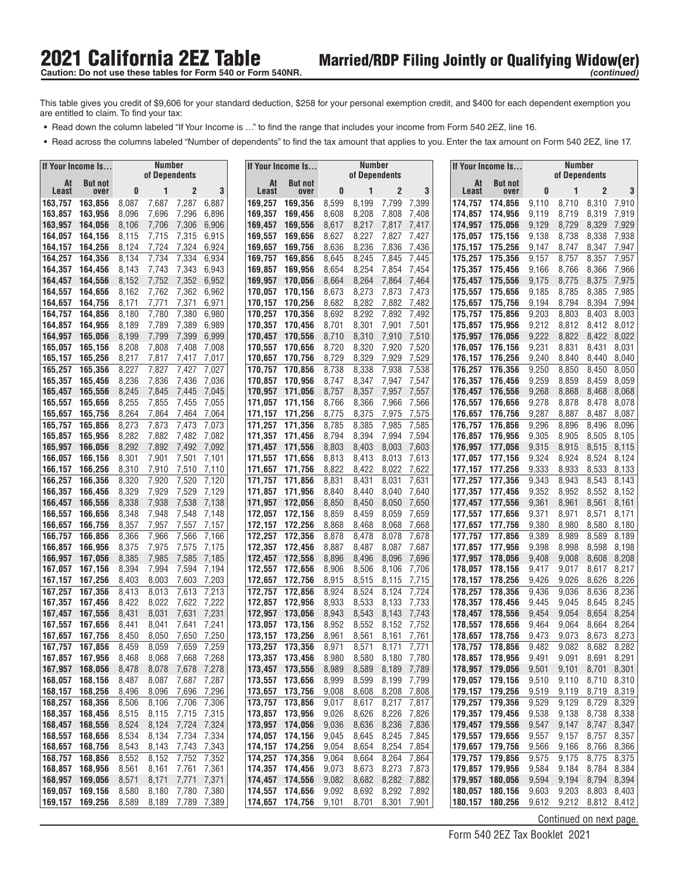# 2021 California 2EZ Table

## Married/RDP Filing Jointly or Qualifying Widow(er) *(continued)*

**Caution: Do not use these tables for Form 540 or Form 540NR.**

This table gives you credit of $9,606 for your standard deduction, $258 for your personal exemption credit, and $400 for each dependent exemption you are entitled to claim. To find your tax:

- Read down the column labeled "If Your Income is …" to find the range that includes your income from Form 540 2EZ, line 16.
- Read across the columns labeled "Number of dependents" to find the tax amount that applies to you. Enter the tax amount on Form 540 2EZ, line 17.

| If Your Income Is… | | Number of Dependents | | | |
|---|---|---|---|---|---|
| At Least | But not over | 0 | 1 | 2 | 3 |
| 163,757 | 163,856 | 8,087 | 7,687 | 7,287 | 6,887 |
| 163,857 | 163,956 | 8,096 | 7,696 | 7,296 | 6,896 |
| 163,957 | 164,056 | 8,106 | 7,706 | 7,306 | 6,906 |
| 164,057 | 164,156 | 8,115 | 7,715 | 7,315 | 6,915 |
| 164,157 | 164,256 | 8,124 | 7,724 | 7,324 | 6,924 |
| 164,257 | 164,356 | 8,134 | 7,734 | 7,334 | 6,934 |
| 164,357 | 164,456 | 8,143 | 7,743 | 7,343 | 6,943 |
| 164,457 | 164,556 | 8,152 | 7,752 | 7,352 | 6,952 |
| 164,557 | 164,656 | 8,162 | 7,762 | 7,362 | 6,962 |
| 164,657 | 164,756 | 8,171 | 7,771 | 7,371 | 6,971 |
| 164,757 | 164,856 | 8,180 | 7,780 | 7,380 | 6,980 |
| 164,857 | 164,956 | 8,189 | 7,789 | 7,389 | 6,989 |
| 164,957 | 165,056 | 8,199 | 7,799 | 7,399 | 6,999 |
| 165,057 | 165,156 | 8,208 | 7,808 | 7,408 | 7,008 |
| 165,157 | 165,256 | 8,217 | 7,817 | 7,417 | 7,017 |
| 165,257 | 165,356 | 8,227 | 7,827 | 7,427 | 7,027 |
| 165,357 | 165,456 | 8,236 | 7,836 | 7,436 | 7,036 |
| 165,457 | 165,556 | 8,245 | 7,845 | 7,445 | 7,045 |
| 165,557 | 165,656 | 8,255 | 7,855 | 7,455 | 7,055 |
| 165,657 | 165,756 | 8,264 | 7,864 | 7,464 | 7,064 |
| 165,757 | 165,856 | 8,273 | 7,873 | 7,473 | 7,073 |
| 165,857 | 165,956 | 8,282 | 7,882 | 7,482 | 7,082 |
| 165,957 | 166,056 | 8,292 | 7,892 | 7,492 | 7,092 |
| 166,057 | 166,156 | 8,301 | 7,901 | 7,501 | 7,101 |
| 166,157 | 166,256 | 8,310 | 7,910 | 7,510 | 7,110 |
| 166,257 | 166,356 | 8,320 | 7,920 | 7,520 | 7,120 |
| 166,357 | 166,456 | 8,329 | 7,929 | 7,529 | 7,129 |
| 166,457 | 166,556 | 8,338 | 7,938 | 7,538 | 7,138 |
| 166,557 | 166,656 | 8,348 | 7,948 | 7,548 | 7,148 |
| 166,657 | 166,756 | 8,357 | 7,957 | 7,557 | 7,157 |
| 166,757 | 166,856 | 8,366 | 7,966 | 7,566 | 7,166 |
| 166,857 | 166,956 | 8,375 | 7,975 | 7,575 | 7,175 |
| 166,957 | 167,056 | 8,385 | 7,985 | 7,585 | 7,185 |
| 167,057 | 167,156 | 8,394 | 7,994 | 7,594 | 7,194 |
| 167,157 | 167,256 | 8,403 | 8,003 | 7,603 | 7,203 |
| 167,257 | 167,356 | 8,413 | 8,013 | 7,613 | 7,213 |
| 167,357 | 167,456 | 8,422 | 8,022 | 7,622 | 7,222 |
| 167,457 | 167,556 | 8,431 | 8,031 | 7,631 | 7,231 |
| 167,557 | 167,656 | 8,441 | 8,041 | 7,641 | 7,241 |
| 167,657 | 167,756 | 8,450 | 8,050 | 7,650 | 7,250 |
| 167,757 | 167,856 | 8,459 | 8,059 | 7,659 | 7,259 |
| 167,857 | 167,956 | 8,468 | 8,068 | 7,668 | 7,268 |
| 167,957 | 168,056 | 8,478 | 8,078 | 7,678 | 7,278 |
| 168,057 | 168,156 | 8,487 | 8,087 | 7,687 | 7,287 |
| 168,157 | 168,256 | 8,496 | 8,096 | 7,696 | 7,296 |
| 168,257 | 168,356 | 8,506 | 8,106 | 7,706 | 7,306 |
| 168,357 | 168,456 | 8,515 | 8,115 | 7,715 | 7,315 |
| 168,457 | 168,556 | 8,524 | 8,124 | 7,724 | 7,324 |
| 168,557 | 168,656 | 8,534 | 8,134 | 7,734 | 7,334 |
| 168,657 | 168,756 | 8,543 | 8,143 | 7,743 | 7,343 |
| 168,757 | 168,856 | 8,552 | 8,152 | 7,752 | 7,352 |
| 168,857 | 168,956 | 8,561 | 8,161 | 7,761 | 7,361 |
| 168,957 | 169,056 | 8,571 | 8,171 | 7,771 | 7,371 |
| 169,057 | 169,156 | 8,580 | 8,180 | 7,780 | 7,380 |
| 169,157 | 169,256 | 8,589 | 8,189 | 7,789 | 7,389 |
| 169,257 | 169,356 | 8,599 | 8,199 | 7,799 | 7,399 |
| 169,357 | 169,456 | 8,608 | 8,208 | 7,808 | 7,408 |
| 169,457 | 169,556 | 8,617 | 8,217 | 7,817 | 7,417 |
| 169,557 | 169,656 | 8,627 | 8,227 | 7,827 | 7,427 |
| 169,657 | 169,756 | 8,636 | 8,236 | 7,836 | 7,436 |
| 169,757 | 169,856 | 8,645 | 8,245 | 7,845 | 7,445 |
| 169,857 | 169,956 | 8,654 | 8,254 | 7,854 | 7,454 |
| 169,957 | 170,056 | 8,664 | 8,264 | 7,864 | 7,464 |
| 170,057 | 170,156 | 8,673 | 8,273 | 7,873 | 7,473 |
| 170,157 | 170,256 | 8,682 | 8,282 | 7,882 | 7,482 |
| 170,257 | 170,356 | 8,692 | 8,292 | 7,892 | 7,492 |
| 170,357 | 170,456 | 8,701 | 8,301 | 7,901 | 7,501 |
| 170,457 | 170,556 | 8,710 | 8,310 | 7,910 | 7,510 |
| 170,557 | 170,656 | 8,720 | 8,320 | 7,920 | 7,520 |
| 170,657 | 170,756 | 8,729 | 8,329 | 7,929 | 7,529 |
| 170,757 | 170,856 | 8,738 | 8,338 | 7,938 | 7,538 |
| 170,857 | 170,956 | 8,747 | 8,347 | 7,947 | 7,547 |
| 170,957 | 171,056 | 8,757 | 8,357 | 7,957 | 7,557 |
| 171,057 | 171,156 | 8,766 | 8,366 | 7,966 | 7,566 |
| 171,157 | 171,256 | 8,775 | 8,375 | 7,975 | 7,575 |
| 171,257 | 171,356 | 8,785 | 8,385 | 7,985 | 7,585 |
| 171,357 | 171,456 | 8,794 | 8,394 | 7,994 | 7,594 |
| 171,457 | 171,556 | 8,803 | 8,403 | 8,003 | 7,603 |
| 171,557 | 171,656 | 8,813 | 8,413 | 8,013 | 7,613 |
| 171,657 | 171,756 | 8,822 | 8,422 | 8,022 | 7,622 |
| 171,757 | 171,856 | 8,831 | 8,431 | 8,031 | 7,631 |
| 171,857 | 171,956 | 8,840 | 8,440 | 8,040 | 7,640 |
| 171,957 | 172,056 | 8,850 | 8,450 | 8,050 | 7,650 |
| 172,057 | 172,156 | 8,859 | 8,459 | 8,059 | 7,659 |
| 172,157 | 172,256 | 8,868 | 8,468 | 8,068 | 7,668 |
| 172,257 | 172,356 | 8,878 | 8,478 | 8,078 | 7,678 |
| 172,357 | 172,456 | 8,887 | 8,487 | 8,087 | 7,687 |
| 172,457 | 172,556 | 8,896 | 8,496 | 8,096 | 7,696 |
| 172,557 | 172,656 | 8,906 | 8,506 | 8,106 | 7,706 |
| 172,657 | 172,756 | 8,915 | 8,515 | 8,115 | 7,715 |
| 172,757 | 172,856 | 8,924 | 8,524 | 8,124 | 7,724 |
| 172,857 | 172,956 | 8,933 | 8,533 | 8,133 | 7,733 |
| 172,957 | 173,056 | 8,943 | 8,543 | 8,143 | 7,743 |
| 173,057 | 173,156 | 8,952 | 8,552 | 8,152 | 7,752 |
| 173,157 | 173,256 | 8,961 | 8,561 | 8,161 | 7,761 |
| 173,257 | 173,356 | 8,971 | 8,571 | 8,171 | 7,771 |
| 173,357 | 173,456 | 8,980 | 8,580 | 8,180 | 7,780 |
| 173,457 | 173,556 | 8,989 | 8,589 | 8,189 | 7,789 |
| 173,557 | 173,656 | 8,999 | 8,599 | 8,199 | 7,799 |
| 173,657 | 173,756 | 9,008 | 8,608 | 8,208 | 7,808 |
| 173,757 | 173,856 | 9,017 | 8,617 | 8,217 | 7,817 |
| 173,857 | 173,956 | 9,026 | 8,626 | 8,226 | 7,826 |
| 173,957 | 174,056 | 9,036 | 8,636 | 8,236 | 7,836 |
| 174,057 | 174,156 | 9,045 | 8,645 | 8,245 | 7,845 |
| 174,157 | 174,256 | 9,054 | 8,654 | 8,254 | 7,854 |
| 174,257 | 174,356 | 9,064 | 8,664 | 8,264 | 7,864 |
| 174,357 | 174,456 | 9,073 | 8,673 | 8,273 | 7,873 |
| 174,457 | 174,556 | 9,082 | 8,682 | 8,282 | 7,882 |
| 174,557 | 174,656 | 9,092 | 8,692 | 8,292 | 7,892 |
| 174,657 | 174,756 | 9,101 | 8,701 | 8,301 | 7,901 |
| 174,757 | 174,856 | 9,110 | 8,710 | 8,310 | 7,910 |
| 174,857 | 174,956 | 9,119 | 8,719 | 8,319 | 7,919 |
| 174,957 | 175,056 | 9,129 | 8,729 | 8,329 | 7,929 |
| 175,057 | 175,156 | 9,138 | 8,738 | 8,338 | 7,938 |
| 175,157 | 175,256 | 9,147 | 8,747 | 8,347 | 7,947 |
| 175,257 | 175,356 | 9,157 | 8,757 | 8,357 | 7,957 |
| 175,357 | 175,456 | 9,166 | 8,766 | 8,366 | 7,966 |
| 175,457 | 175,556 | 9,175 | 8,775 | 8,375 | 7,975 |
| 175,557 | 175,656 | 9,185 | 8,785 | 8,385 | 7,985 |
| 175,657 | 175,756 | 9,194 | 8,794 | 8,394 | 7,994 |
| 175,757 | 175,856 | 9,203 | 8,803 | 8,403 | 8,003 |
| 175,857 | 175,956 | 9,212 | 8,812 | 8,412 | 8,012 |
| 175,957 | 176,056 | 9,222 | 8,822 | 8,422 | 8,022 |
| 176,057 | 176,156 | 9,231 | 8,831 | 8,431 | 8,031 |
| 176,157 | 176,256 | 9,240 | 8,840 | 8,440 | 8,040 |
| 176,257 | 176,356 | 9,250 | 8,850 | 8,450 | 8,050 |
| 176,357 | 176,456 | 9,259 | 8,859 | 8,459 | 8,059 |
| 176,457 | 176,556 | 9,268 | 8,868 | 8,468 | 8,068 |
| 176,557 | 176,656 | 9,278 | 8,878 | 8,478 | 8,078 |
| 176,657 | 176,756 | 9,287 | 8,887 | 8,487 | 8,087 |
| 176,757 | 176,856 | 9,296 | 8,896 | 8,496 | 8,096 |
| 176,857 | 176,956 | 9,305 | 8,905 | 8,505 | 8,105 |
| 176,957 | 177,056 | 9,315 | 8,915 | 8,515 | 8,115 |
| 177,057 | 177,156 | 9,324 | 8,924 | 8,524 | 8,124 |
| 177,157 | 177,256 | 9,333 | 8,933 | 8,533 | 8,133 |
| 177,257 | 177,356 | 9,343 | 8,943 | 8,543 | 8,143 |
| 177,357 | 177,456 | 9,352 | 8,952 | 8,552 | 8,152 |
| 177,457 | 177,556 | 9,361 | 8,961 | 8,561 | 8,161 |
| 177,557 | 177,656 | 9,371 | 8,971 | 8,571 | 8,171 |
| 177,657 | 177,756 | 9,380 | 8,980 | 8,580 | 8,180 |
| 177,757 | 177,856 | 9,389 | 8,989 | 8,589 | 8,189 |
| 177,857 | 177,956 | 9,398 | 8,998 | 8,598 | 8,198 |
| 177,957 | 178,056 | 9,408 | 9,008 | 8,608 | 8,208 |
| 178,057 | 178,156 | 9,417 | 9,017 | 8,617 | 8,217 |
| 178,157 | 178,256 | 9,426 | 9,026 | 8,626 | 8,226 |
| 178,257 | 178,356 | 9,436 | 9,036 | 8,636 | 8,236 |
| 178,357 | 178,456 | 9,445 | 9,045 | 8,645 | 8,245 |
| 178,457 | 178,556 | 9,454 | 9,054 | 8,654 | 8,254 |
| 178,557 | 178,656 | 9,464 | 9,064 | 8,664 | 8,264 |
| 178,657 | 178,756 | 9,473 | 9,073 | 8,673 | 8,273 |
| 178,757 | 178,856 | 9,482 | 9,082 | 8,682 | 8,282 |
| 178,857 | 178,956 | 9,491 | 9,091 | 8,691 | 8,291 |
| 178,957 | 179,056 | 9,501 | 9,101 | 8,701 | 8,301 |
| 179,057 | 179,156 | 9,510 | 9,110 | 8,710 | 8,310 |
| 179,157 | 179,256 | 9,519 | 9,119 | 8,719 | 8,319 |
| 179,257 | 179,356 | 9,529 | 9,129 | 8,729 | 8,329 |
| 179,357 | 179,456 | 9,538 | 9,138 | 8,738 | 8,338 |
| 179,457 | 179,556 | 9,547 | 9,147 | 8,747 | 8,347 |
| 179,557 | 179,656 | 9,557 | 9,157 | 8,757 | 8,357 |
| 179,657 | 179,756 | 9,566 | 9,166 | 8,766 | 8,366 |
| 179,757 | 179,856 | 9,575 | 9,175 | 8,775 | 8,375 |
| 179,857 | 179,956 | 9,584 | 9,184 | 8,784 | 8,384 |
| 179,957 | 180,056 | 9,594 | 9,194 | 8,794 | 8,394 |
| 180,057 | 180,156 | 9,603 | 9,203 | 8,803 | 8,403 |
| 180,157 | 180,256 | 9,612 | 9,212 | 8,812 | 8,412 |

Continued on next page.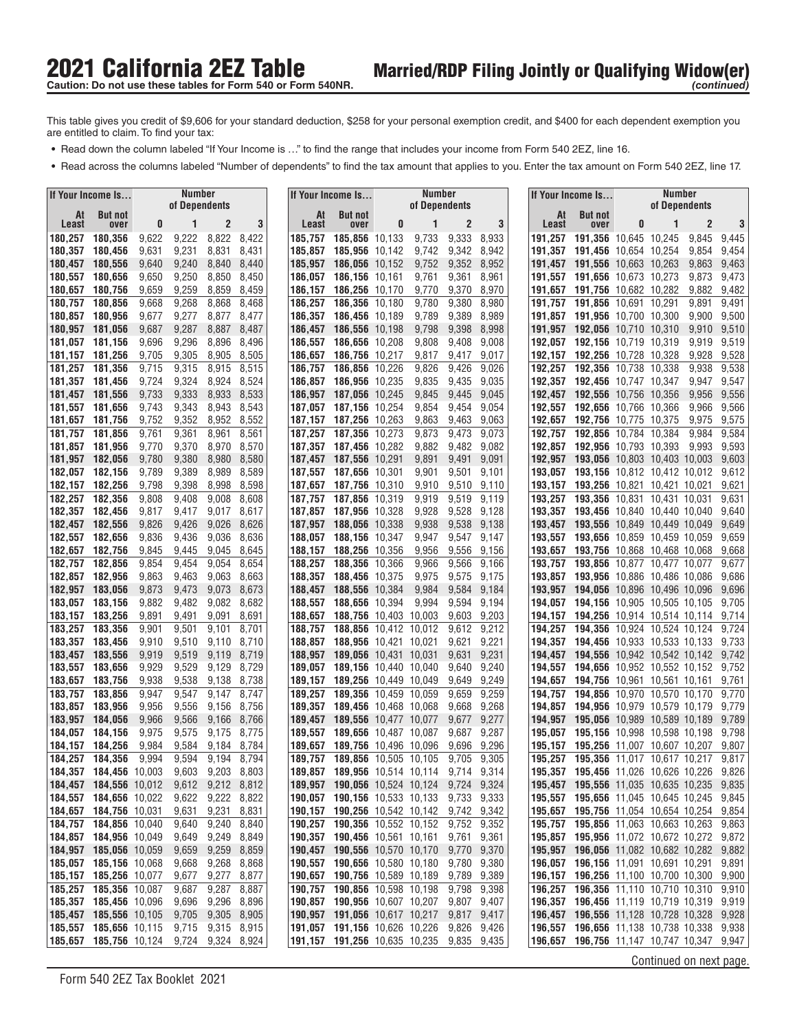# 2021 California 2EZ Table

**Caution: Do not use these tables for Form 540 or Form 540NR.**

## Married/RDP Filing Jointly or Qualifying Widow(er) *(continued)*

This table gives you credit of $9,606 for your standard deduction, $258 for your personal exemption credit, and $400 for each dependent exemption you are entitled to claim. To find your tax:

- Read down the column labeled "If Your Income is …" to find the range that includes your income from Form 540 2EZ, line 16.
- Read across the columns labeled "Number of dependents" to find the tax amount that applies to you. Enter the tax amount on Form 540 2EZ, line 17.

| If Your Income Is… | | Number of Dependents | | | |
|---|---|---|---|---|---|
| At Least | But not over | 0 | 1 | 2 | 3 |
| 180,257 | 180,356 | 9,622 | 9,222 | 8,822 | 8,422 |
| 180,357 | 180,456 | 9,631 | 9,231 | 8,831 | 8,431 |
| 180,457 | 180,556 | 9,640 | 9,240 | 8,840 | 8,440 |
| 180,557 | 180,656 | 9,650 | 9,250 | 8,850 | 8,450 |
| 180,657 | 180,756 | 9,659 | 9,259 | 8,859 | 8,459 |
| 180,757 | 180,856 | 9,668 | 9,268 | 8,868 | 8,468 |
| 180,857 | 180,956 | 9,677 | 9,277 | 8,877 | 8,477 |
| 180,957 | 181,056 | 9,687 | 9,287 | 8,887 | 8,487 |
| 181,057 | 181,156 | 9,696 | 9,296 | 8,896 | 8,496 |
| 181,157 | 181,256 | 9,705 | 9,305 | 8,905 | 8,505 |
| 181,257 | 181,356 | 9,715 | 9,315 | 8,915 | 8,515 |
| 181,357 | 181,456 | 9,724 | 9,324 | 8,924 | 8,524 |
| 181,457 | 181,556 | 9,733 | 9,333 | 8,933 | 8,533 |
| 181,557 | 181,656 | 9,743 | 9,343 | 8,943 | 8,543 |
| 181,657 | 181,756 | 9,752 | 9,352 | 8,952 | 8,552 |
| 181,757 | 181,856 | 9,761 | 9,361 | 8,961 | 8,561 |
| 181,857 | 181,956 | 9,770 | 9,370 | 8,970 | 8,570 |
| 181,957 | 182,056 | 9,780 | 9,380 | 8,980 | 8,580 |
| 182,057 | 182,156 | 9,789 | 9,389 | 8,989 | 8,589 |
| 182,157 | 182,256 | 9,798 | 9,398 | 8,998 | 8,598 |
| 182,257 | 182,356 | 9,808 | 9,408 | 9,008 | 8,608 |
| 182,357 | 182,456 | 9,817 | 9,417 | 9,017 | 8,617 |
| 182,457 | 182,556 | 9,826 | 9,426 | 9,026 | 8,626 |
| 182,557 | 182,656 | 9,836 | 9,436 | 9,036 | 8,636 |
| 182,657 | 182,756 | 9,845 | 9,445 | 9,045 | 8,645 |
| 182,757 | 182,856 | 9,854 | 9,454 | 9,054 | 8,654 |
| 182,857 | 182,956 | 9,863 | 9,463 | 9,063 | 8,663 |
| 182,957 | 183,056 | 9,873 | 9,473 | 9,073 | 8,673 |
| 183,057 | 183,156 | 9,882 | 9,482 | 9,082 | 8,682 |
| 183,157 | 183,256 | 9,891 | 9,491 | 9,091 | 8,691 |
| 183,257 | 183,356 | 9,901 | 9,501 | 9,101 | 8,701 |
| 183,357 | 183,456 | 9,910 | 9,510 | 9,110 | 8,710 |
| 183,457 | 183,556 | 9,919 | 9,519 | 9,119 | 8,719 |
| 183,557 | 183,656 | 9,929 | 9,529 | 9,129 | 8,729 |
| 183,657 | 183,756 | 9,938 | 9,538 | 9,138 | 8,738 |
| 183,757 | 183,856 | 9,947 | 9,547 | 9,147 | 8,747 |
| 183,857 | 183,956 | 9,956 | 9,556 | 9,156 | 8,756 |
| 183,957 | 184,056 | 9,966 | 9,566 | 9,166 | 8,766 |
| 184,057 | 184,156 | 9,975 | 9,575 | 9,175 | 8,775 |
| 184,157 | 184,256 | 9,984 | 9,584 | 9,184 | 8,784 |
| 184,257 | 184,356 | 9,994 | 9,594 | 9,194 | 8,794 |
| 184,357 | 184,456 | 10,003 | 9,603 | 9,203 | 8,803 |
| 184,457 | 184,556 | 10,012 | 9,612 | 9,212 | 8,812 |
| 184,557 | 184,656 | 10,022 | 9,622 | 9,222 | 8,822 |
| 184,657 | 184,756 | 10,031 | 9,631 | 9,231 | 8,831 |
| 184,757 | 184,856 | 10,040 | 9,640 | 9,240 | 8,840 |
| 184,857 | 184,956 | 10,049 | 9,649 | 9,249 | 8,849 |
| 184,957 | 185,056 | 10,059 | 9,659 | 9,259 | 8,859 |
| 185,057 | 185,156 | 10,068 | 9,668 | 9,268 | 8,868 |
| 185,157 | 185,256 | 10,077 | 9,677 | 9,277 | 8,877 |
| 185,257 | 185,356 | 10,087 | 9,687 | 9,287 | 8,887 |
| 185,357 | 185,456 | 10,096 | 9,696 | 9,296 | 8,896 |
| 185,457 | 185,556 | 10,105 | 9,705 | 9,305 | 8,905 |
| 185,557 | 185,656 | 10,115 | 9,715 | 9,315 | 8,915 |
| 185,657 | 185,756 | 10,124 | 9,724 | 9,324 | 8,924 |
| 185,757 | 185,856 | 10,133 | 9,733 | 9,333 | 8,933 |
| 185,857 | 185,956 | 10,142 | 9,742 | 9,342 | 8,942 |
| 185,957 | 186,056 | 10,152 | 9,752 | 9,352 | 8,952 |
| 186,057 | 186,156 | 10,161 | 9,761 | 9,361 | 8,961 |
| 186,157 | 186,256 | 10,170 | 9,770 | 9,370 | 8,970 |
| 186,257 | 186,356 | 10,180 | 9,780 | 9,380 | 8,980 |
| 186,357 | 186,456 | 10,189 | 9,789 | 9,389 | 8,989 |
| 186,457 | 186,556 | 10,198 | 9,798 | 9,398 | 8,998 |
| 186,557 | 186,656 | 10,208 | 9,808 | 9,408 | 9,008 |
| 186,657 | 186,756 | 10,217 | 9,817 | 9,417 | 9,017 |
| 186,757 | 186,856 | 10,226 | 9,826 | 9,426 | 9,026 |
| 186,857 | 186,956 | 10,235 | 9,835 | 9,435 | 9,035 |
| 186,957 | 187,056 | 10,245 | 9,845 | 9,445 | 9,045 |
| 187,057 | 187,156 | 10,254 | 9,854 | 9,454 | 9,054 |
| 187,157 | 187,256 | 10,263 | 9,863 | 9,463 | 9,063 |
| 187,257 | 187,356 | 10,273 | 9,873 | 9,473 | 9,073 |
| 187,357 | 187,456 | 10,282 | 9,882 | 9,482 | 9,082 |
| 187,457 | 187,556 | 10,291 | 9,891 | 9,491 | 9,091 |
| 187,557 | 187,656 | 10,301 | 9,901 | 9,501 | 9,101 |
| 187,657 | 187,756 | 10,310 | 9,910 | 9,510 | 9,110 |
| 187,757 | 187,856 | 10,319 | 9,919 | 9,519 | 9,119 |
| 187,857 | 187,956 | 10,328 | 9,928 | 9,528 | 9,128 |
| 187,957 | 188,056 | 10,338 | 9,938 | 9,538 | 9,138 |
| 188,057 | 188,156 | 10,347 | 9,947 | 9,547 | 9,147 |
| 188,157 | 188,256 | 10,356 | 9,956 | 9,556 | 9,156 |
| 188,257 | 188,356 | 10,366 | 9,966 | 9,566 | 9,166 |
| 188,357 | 188,456 | 10,375 | 9,975 | 9,575 | 9,175 |
| 188,457 | 188,556 | 10,384 | 9,984 | 9,584 | 9,184 |
| 188,557 | 188,656 | 10,394 | 9,994 | 9,594 | 9,194 |
| 188,657 | 188,756 | 10,403 | 10,003 | 9,603 | 9,203 |
| 188,757 | 188,856 | 10,412 | 10,012 | 9,612 | 9,212 |
| 188,857 | 188,956 | 10,421 | 10,021 | 9,621 | 9,221 |
| 188,957 | 189,056 | 10,431 | 10,031 | 9,631 | 9,231 |
| 189,057 | 189,156 | 10,440 | 10,040 | 9,640 | 9,240 |
| 189,157 | 189,256 | 10,449 | 10,049 | 9,649 | 9,249 |
| 189,257 | 189,356 | 10,459 | 10,059 | 9,659 | 9,259 |
| 189,357 | 189,456 | 10,468 | 10,068 | 9,668 | 9,268 |
| 189,457 | 189,556 | 10,477 | 10,077 | 9,677 | 9,277 |
| 189,557 | 189,656 | 10,487 | 10,087 | 9,687 | 9,287 |
| 189,657 | 189,756 | 10,496 | 10,096 | 9,696 | 9,296 |
| 189,757 | 189,856 | 10,505 | 10,105 | 9,705 | 9,305 |
| 189,857 | 189,956 | 10,514 | 10,114 | 9,714 | 9,314 |
| 189,957 | 190,056 | 10,524 | 10,124 | 9,724 | 9,324 |
| 190,057 | 190,156 | 10,533 | 10,133 | 9,733 | 9,333 |
| 190,157 | 190,256 | 10,542 | 10,142 | 9,742 | 9,342 |
| 190,257 | 190,356 | 10,552 | 10,152 | 9,752 | 9,352 |
| 190,357 | 190,456 | 10,561 | 10,161 | 9,761 | 9,361 |
| 190,457 | 190,556 | 10,570 | 10,170 | 9,770 | 9,370 |
| 190,557 | 190,656 | 10,580 | 10,180 | 9,780 | 9,380 |
| 190,657 | 190,756 | 10,589 | 10,189 | 9,789 | 9,389 |
| 190,757 | 190,856 | 10,598 | 10,198 | 9,798 | 9,398 |
| 190,857 | 190,956 | 10,607 | 10,207 | 9,807 | 9,407 |
| 190,957 | 191,056 | 10,617 | 10,217 | 9,817 | 9,417 |
| 191,057 | 191,156 | 10,626 | 10,226 | 9,826 | 9,426 |
| 191,157 | 191,256 | 10,635 | 10,235 | 9,835 | 9,435 |
| 191,257 | 191,356 | 10,645 | 10,245 | 9,845 | 9,445 |
| 191,357 | 191,456 | 10,654 | 10,254 | 9,854 | 9,454 |
| 191,457 | 191,556 | 10,663 | 10,263 | 9,863 | 9,463 |
| 191,557 | 191,656 | 10,673 | 10,273 | 9,873 | 9,473 |
| 191,657 | 191,756 | 10,682 | 10,282 | 9,882 | 9,482 |
| 191,757 | 191,856 | 10,691 | 10,291 | 9,891 | 9,491 |
| 191,857 | 191,956 | 10,700 | 10,300 | 9,900 | 9,500 |
| 191,957 | 192,056 | 10,710 | 10,310 | 9,910 | 9,510 |
| 192,057 | 192,156 | 10,719 | 10,319 | 9,919 | 9,519 |
| 192,157 | 192,256 | 10,728 | 10,328 | 9,928 | 9,528 |
| 192,257 | 192,356 | 10,738 | 10,338 | 9,938 | 9,538 |
| 192,357 | 192,456 | 10,747 | 10,347 | 9,947 | 9,547 |
| 192,457 | 192,556 | 10,756 | 10,356 | 9,956 | 9,556 |
| 192,557 | 192,656 | 10,766 | 10,366 | 9,966 | 9,566 |
| 192,657 | 192,756 | 10,775 | 10,375 | 9,975 | 9,575 |
| 192,757 | 192,856 | 10,784 | 10,384 | 9,984 | 9,584 |
| 192,857 | 192,956 | 10,793 | 10,393 | 9,993 | 9,593 |
| 192,957 | 193,056 | 10,803 | 10,403 | 10,003 | 9,603 |
| 193,057 | 193,156 | 10,812 | 10,412 | 10,012 | 9,612 |
| 193,157 | 193,256 | 10,821 | 10,421 | 10,021 | 9,621 |
| 193,257 | 193,356 | 10,831 | 10,431 | 10,031 | 9,631 |
| 193,357 | 193,456 | 10,840 | 10,440 | 10,040 | 9,640 |
| 193,457 | 193,556 | 10,849 | 10,449 | 10,049 | 9,649 |
| 193,557 | 193,656 | 10,859 | 10,459 | 10,059 | 9,659 |
| 193,657 | 193,756 | 10,868 | 10,468 | 10,068 | 9,668 |
| 193,757 | 193,856 | 10,877 | 10,477 | 10,077 | 9,677 |
| 193,857 | 193,956 | 10,886 | 10,486 | 10,086 | 9,686 |
| 193,957 | 194,056 | 10,896 | 10,496 | 10,096 | 9,696 |
| 194,057 | 194,156 | 10,905 | 10,505 | 10,105 | 9,705 |
| 194,157 | 194,256 | 10,914 | 10,514 | 10,114 | 9,714 |
| 194,257 | 194,356 | 10,924 | 10,524 | 10,124 | 9,724 |
| 194,357 | 194,456 | 10,933 | 10,533 | 10,133 | 9,733 |
| 194,457 | 194,556 | 10,942 | 10,542 | 10,142 | 9,742 |
| 194,557 | 194,656 | 10,952 | 10,552 | 10,152 | 9,752 |
| 194,657 | 194,756 | 10,961 | 10,561 | 10,161 | 9,761 |
| 194,757 | 194,856 | 10,970 | 10,570 | 10,170 | 9,770 |
| 194,857 | 194,956 | 10,979 | 10,579 | 10,179 | 9,779 |
| 194,957 | 195,056 | 10,989 | 10,589 | 10,189 | 9,789 |
| 195,057 | 195,156 | 10,998 | 10,598 | 10,198 | 9,798 |
| 195,157 | 195,256 | 11,007 | 10,607 | 10,207 | 9,807 |
| 195,257 | 195,356 | 11,017 | 10,617 | 10,217 | 9,817 |
| 195,357 | 195,456 | 11,026 | 10,626 | 10,226 | 9,826 |
| 195,457 | 195,556 | 11,035 | 10,635 | 10,235 | 9,835 |
| 195,557 | 195,656 | 11,045 | 10,645 | 10,245 | 9,845 |
| 195,657 | 195,756 | 11,054 | 10,654 | 10,254 | 9,854 |
| 195,757 | 195,856 | 11,063 | 10,663 | 10,263 | 9,863 |
| 195,857 | 195,956 | 11,072 | 10,672 | 10,272 | 9,872 |
| 195,957 | 196,056 | 11,082 | 10,682 | 10,282 | 9,882 |
| 196,057 | 196,156 | 11,091 | 10,691 | 10,291 | 9,891 |
| 196,157 | 196,256 | 11,100 | 10,700 | 10,300 | 9,900 |
| 196,257 | 196,356 | 11,110 | 10,710 | 10,310 | 9,910 |
| 196,357 | 196,456 | 11,119 | 10,719 | 10,319 | 9,919 |
| 196,457 | 196,556 | 11,128 | 10,728 | 10,328 | 9,928 |
| 196,557 | 196,656 | 11,138 | 10,738 | 10,338 | 9,938 |
| 196,657 | 196,756 | 11,147 | 10,747 | 10,347 | 9,947 |

Continued on next page.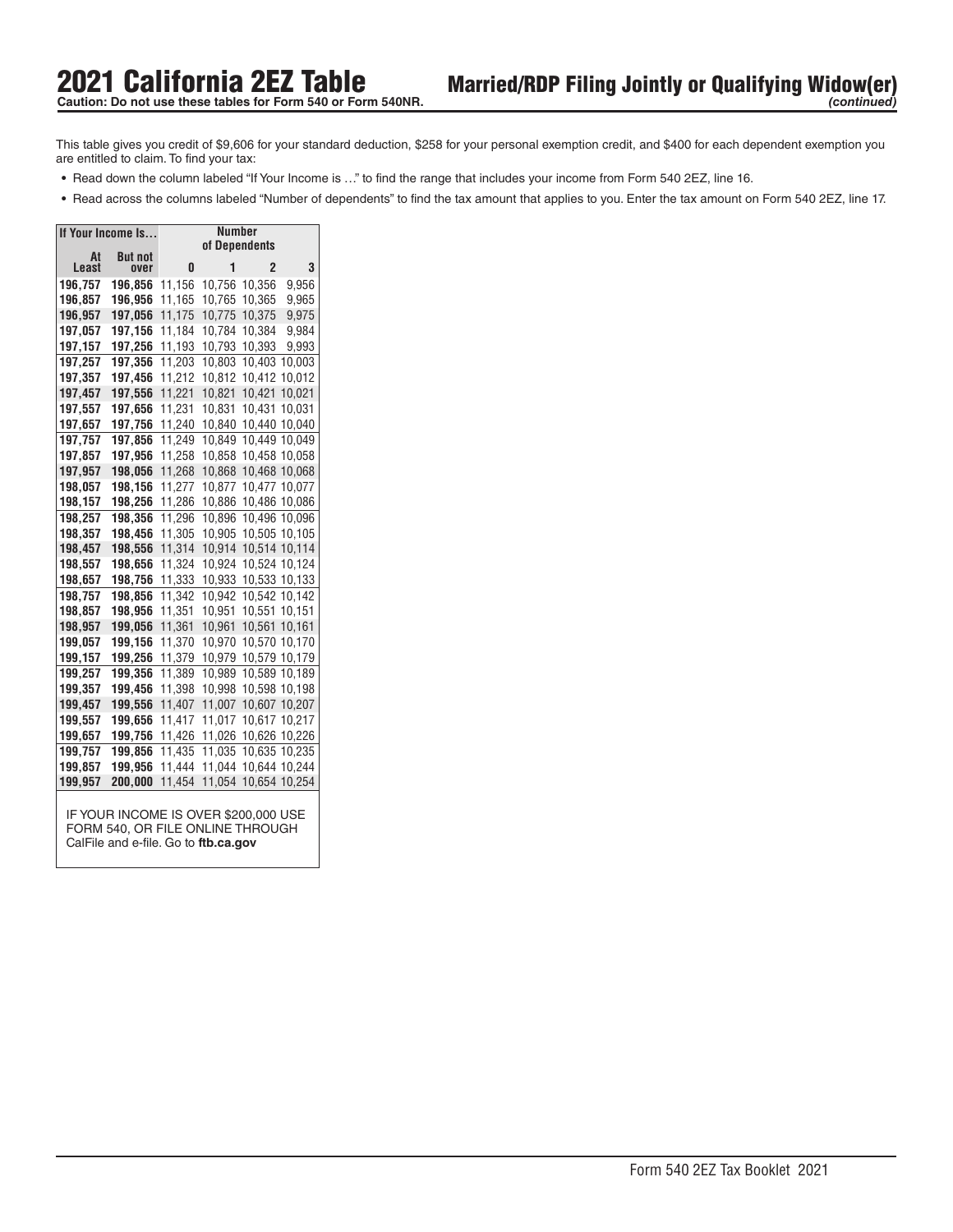# 2021 California 2EZ Table

**Caution: Do not use these tables for Form 540 or Form 540NR.**

## Married/RDP Filing Jointly or Qualifying Widow(er)

*(continued)*

This table gives you credit of $9,606 for your standard deduction, $258 for your personal exemption credit, and $400 for each dependent exemption you are entitled to claim. To find your tax:

- Read down the column labeled "If Your Income is …" to find the range that includes your income from Form 540 2EZ, line 16.
- Read across the columns labeled "Number of dependents" to find the tax amount that applies to you. Enter the tax amount on Form 540 2EZ, line 17.

| If Your Income Is… | | Number of Dependents | | | |
|---|---|---|---|---|---|
| At Least | But not over | 0 | 1 | 2 | 3 |
| 196,757 | 196,856 | 11,156 | 10,756 | 10,356 | 9,956 |
| 196,857 | 196,956 | 11,165 | 10,765 | 10,365 | 9,965 |
| 196,957 | 197,056 | 11,175 | 10,775 | 10,375 | 9,975 |
| 197,057 | 197,156 | 11,184 | 10,784 | 10,384 | 9,984 |
| 197,157 | 197,256 | 11,193 | 10,793 | 10,393 | 9,993 |
| 197,257 | 197,356 | 11,203 | 10,803 | 10,403 | 10,003 |
| 197,357 | 197,456 | 11,212 | 10,812 | 10,412 | 10,012 |
| 197,457 | 197,556 | 11,221 | 10,821 | 10,421 | 10,021 |
| 197,557 | 197,656 | 11,231 | 10,831 | 10,431 | 10,031 |
| 197,657 | 197,756 | 11,240 | 10,840 | 10,440 | 10,040 |
| 197,757 | 197,856 | 11,249 | 10,849 | 10,449 | 10,049 |
| 197,857 | 197,956 | 11,258 | 10,858 | 10,458 | 10,058 |
| 197,957 | 198,056 | 11,268 | 10,868 | 10,468 | 10,068 |
| 198,057 | 198,156 | 11,277 | 10,877 | 10,477 | 10,077 |
| 198,157 | 198,256 | 11,286 | 10,886 | 10,486 | 10,086 |
| 198,257 | 198,356 | 11,296 | 10,896 | 10,496 | 10,096 |
| 198,357 | 198,456 | 11,305 | 10,905 | 10,505 | 10,105 |
| 198,457 | 198,556 | 11,314 | 10,914 | 10,514 | 10,114 |
| 198,557 | 198,656 | 11,324 | 10,924 | 10,524 | 10,124 |
| 198,657 | 198,756 | 11,333 | 10,933 | 10,533 | 10,133 |
| 198,757 | 198,856 | 11,342 | 10,942 | 10,542 | 10,142 |
| 198,857 | 198,956 | 11,351 | 10,951 | 10,551 | 10,151 |
| 198,957 | 199,056 | 11,361 | 10,961 | 10,561 | 10,161 |
| 199,057 | 199,156 | 11,370 | 10,970 | 10,570 | 10,170 |
| 199,157 | 199,256 | 11,379 | 10,979 | 10,579 | 10,179 |
| 199,257 | 199,356 | 11,389 | 10,989 | 10,589 | 10,189 |
| 199,357 | 199,456 | 11,398 | 10,998 | 10,598 | 10,198 |
| 199,457 | 199,556 | 11,407 | 11,007 | 10,607 | 10,207 |
| 199,557 | 199,656 | 11,417 | 11,017 | 10,617 | 10,217 |
| 199,657 | 199,756 | 11,426 | 11,026 | 10,626 | 10,226 |
| 199,757 | 199,856 | 11,435 | 11,035 | 10,635 | 10,235 |
| 199,857 | 199,956 | 11,444 | 11,044 | 10,644 | 10,244 |
| 199,957 | 200,000 | 11,454 | 11,054 | 10,654 | 10,254 |

IF YOUR INCOME IS OVER $200,000 USE FORM 540, OR FILE ONLINE THROUGH CalFile and e-file. Go to **ftb.ca.gov**